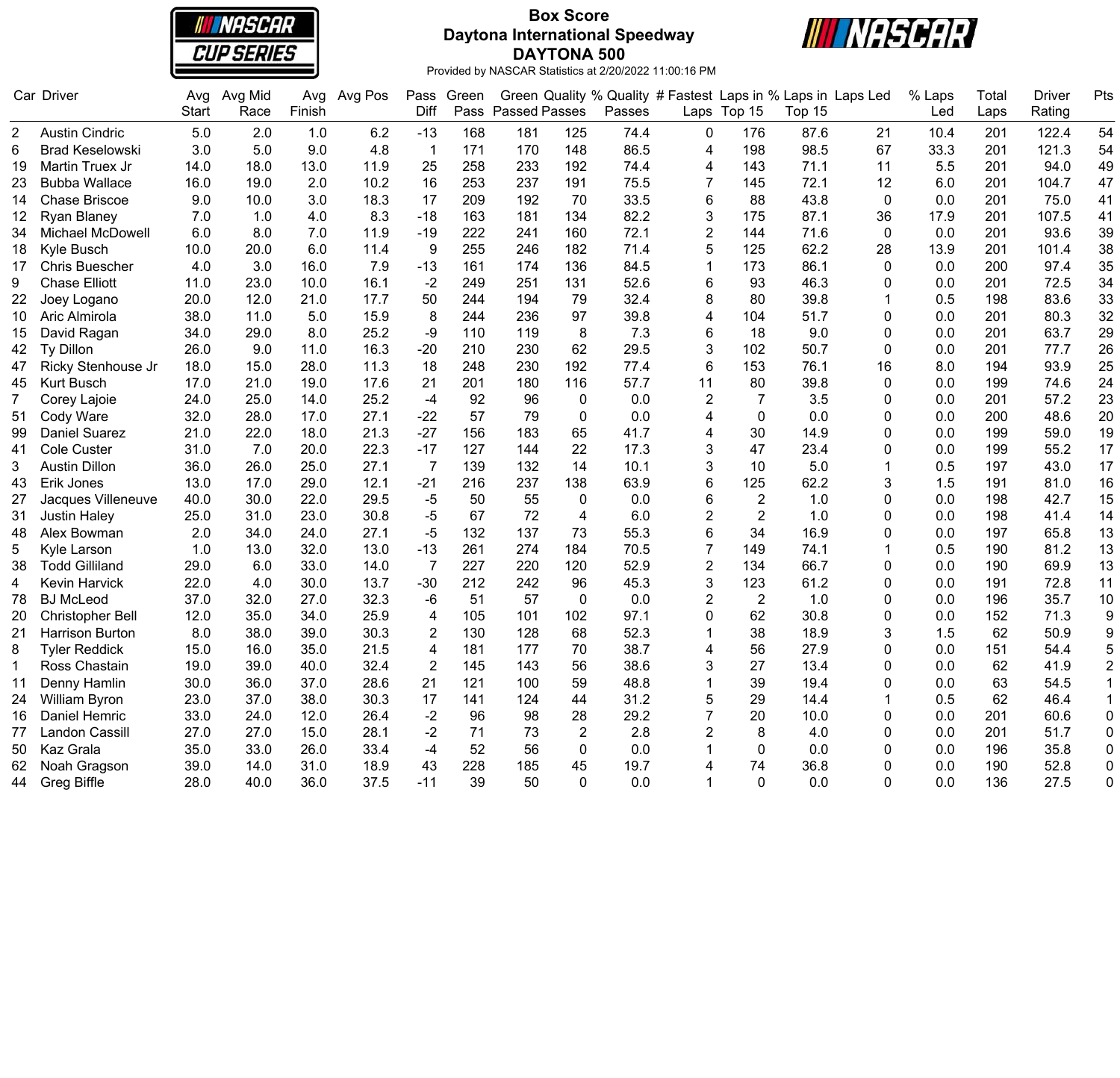# Box Score
## Daytona International Speedway
## DAYTONA 500

Provided by NASCAR Statistics at 2/20/2022 11:00:16 PM

| Car | Driver | Avg Start | Avg Mid Race | Avg Finish | Avg Pos | Pass Diff | Green Pass | Green Passed | Quality Passes | % Quality Passes | # Fastest Laps | Laps in Top 15 | % Laps in Top 15 | Laps Led | % Laps Led | Total Laps | Driver Rating | Pts |
|---|---|---|---|---|---|---|---|---|---|---|---|---|---|---|---|---|---|---|
| 2 | Austin Cindric | 5.0 | 2.0 | 1.0 | 6.2 | -13 | 168 | 181 | 125 | 74.4 | 0 | 176 | 87.6 | 21 | 10.4 | 201 | 122.4 | 54 |
| 6 | Brad Keselowski | 3.0 | 5.0 | 9.0 | 4.8 | 1 | 171 | 170 | 148 | 86.5 | 4 | 198 | 98.5 | 67 | 33.3 | 201 | 121.3 | 54 |
| 19 | Martin Truex Jr | 14.0 | 18.0 | 13.0 | 11.9 | 25 | 258 | 233 | 192 | 74.4 | 4 | 143 | 71.1 | 11 | 5.5 | 201 | 94.0 | 49 |
| 23 | Bubba Wallace | 16.0 | 19.0 | 2.0 | 10.2 | 16 | 253 | 237 | 191 | 75.5 | 7 | 145 | 72.1 | 12 | 6.0 | 201 | 104.7 | 47 |
| 14 | Chase Briscoe | 9.0 | 10.0 | 3.0 | 18.3 | 17 | 209 | 192 | 70 | 33.5 | 6 | 88 | 43.8 | 0 | 0.0 | 201 | 75.0 | 41 |
| 12 | Ryan Blaney | 7.0 | 1.0 | 4.0 | 8.3 | -18 | 163 | 181 | 134 | 82.2 | 3 | 175 | 87.1 | 36 | 17.9 | 201 | 107.5 | 41 |
| 34 | Michael McDowell | 6.0 | 8.0 | 7.0 | 11.9 | -19 | 222 | 241 | 160 | 72.1 | 2 | 144 | 71.6 | 0 | 0.0 | 201 | 93.6 | 39 |
| 18 | Kyle Busch | 10.0 | 20.0 | 6.0 | 11.4 | 9 | 255 | 246 | 182 | 71.4 | 5 | 125 | 62.2 | 28 | 13.9 | 201 | 101.4 | 38 |
| 17 | Chris Buescher | 4.0 | 3.0 | 16.0 | 7.9 | -13 | 161 | 174 | 136 | 84.5 | 1 | 173 | 86.1 | 0 | 0.0 | 200 | 97.4 | 35 |
| 9 | Chase Elliott | 11.0 | 23.0 | 10.0 | 16.1 | -2 | 249 | 251 | 131 | 52.6 | 6 | 93 | 46.3 | 0 | 0.0 | 201 | 72.5 | 34 |
| 22 | Joey Logano | 20.0 | 12.0 | 21.0 | 17.7 | 50 | 244 | 194 | 79 | 32.4 | 8 | 80 | 39.8 | 1 | 0.5 | 198 | 83.6 | 33 |
| 10 | Aric Almirola | 38.0 | 11.0 | 5.0 | 15.9 | 8 | 244 | 236 | 97 | 39.8 | 4 | 104 | 51.7 | 0 | 0.0 | 201 | 80.3 | 32 |
| 15 | David Ragan | 34.0 | 29.0 | 8.0 | 25.2 | -9 | 110 | 119 | 8 | 7.3 | 6 | 18 | 9.0 | 0 | 0.0 | 201 | 63.7 | 29 |
| 42 | Ty Dillon | 26.0 | 9.0 | 11.0 | 16.3 | -20 | 210 | 230 | 62 | 29.5 | 3 | 102 | 50.7 | 0 | 0.0 | 201 | 77.7 | 26 |
| 47 | Ricky Stenhouse Jr | 18.0 | 15.0 | 28.0 | 11.3 | 18 | 248 | 230 | 192 | 77.4 | 6 | 153 | 76.1 | 16 | 8.0 | 194 | 93.9 | 25 |
| 45 | Kurt Busch | 17.0 | 21.0 | 19.0 | 17.6 | 21 | 201 | 180 | 116 | 57.7 | 11 | 80 | 39.8 | 0 | 0.0 | 199 | 74.6 | 24 |
| 7 | Corey Lajoie | 24.0 | 25.0 | 14.0 | 25.2 | -4 | 92 | 96 | 0 | 0.0 | 2 | 7 | 3.5 | 0 | 0.0 | 201 | 57.2 | 23 |
| 51 | Cody Ware | 32.0 | 28.0 | 17.0 | 27.1 | -22 | 57 | 79 | 0 | 0.0 | 4 | 0 | 0.0 | 0 | 0.0 | 200 | 48.6 | 20 |
| 99 | Daniel Suarez | 21.0 | 22.0 | 18.0 | 21.3 | -27 | 156 | 183 | 65 | 41.7 | 4 | 30 | 14.9 | 0 | 0.0 | 199 | 59.0 | 19 |
| 41 | Cole Custer | 31.0 | 7.0 | 20.0 | 22.3 | -17 | 127 | 144 | 22 | 17.3 | 3 | 47 | 23.4 | 0 | 0.0 | 199 | 55.2 | 17 |
| 3 | Austin Dillon | 36.0 | 26.0 | 25.0 | 27.1 | 7 | 139 | 132 | 14 | 10.1 | 3 | 10 | 5.0 | 1 | 0.5 | 197 | 43.0 | 17 |
| 43 | Erik Jones | 13.0 | 17.0 | 29.0 | 12.1 | -21 | 216 | 237 | 138 | 63.9 | 6 | 125 | 62.2 | 3 | 1.5 | 191 | 81.0 | 16 |
| 27 | Jacques Villeneuve | 40.0 | 30.0 | 22.0 | 29.5 | -5 | 50 | 55 | 0 | 0.0 | 6 | 2 | 1.0 | 0 | 0.0 | 198 | 42.7 | 15 |
| 31 | Justin Haley | 25.0 | 31.0 | 23.0 | 30.8 | -5 | 67 | 72 | 4 | 6.0 | 2 | 2 | 1.0 | 0 | 0.0 | 198 | 41.4 | 14 |
| 48 | Alex Bowman | 2.0 | 34.0 | 24.0 | 27.1 | -5 | 132 | 137 | 73 | 55.3 | 6 | 34 | 16.9 | 0 | 0.0 | 197 | 65.8 | 13 |
| 5 | Kyle Larson | 1.0 | 13.0 | 32.0 | 13.0 | -13 | 261 | 274 | 184 | 70.5 | 7 | 149 | 74.1 | 1 | 0.5 | 190 | 81.2 | 13 |
| 38 | Todd Gilliland | 29.0 | 6.0 | 33.0 | 14.0 | 7 | 227 | 220 | 120 | 52.9 | 2 | 134 | 66.7 | 0 | 0.0 | 190 | 69.9 | 13 |
| 4 | Kevin Harvick | 22.0 | 4.0 | 30.0 | 13.7 | -30 | 212 | 242 | 96 | 45.3 | 3 | 123 | 61.2 | 0 | 0.0 | 191 | 72.8 | 11 |
| 78 | BJ McLeod | 37.0 | 32.0 | 27.0 | 32.3 | -6 | 51 | 57 | 0 | 0.0 | 2 | 2 | 1.0 | 0 | 0.0 | 196 | 35.7 | 10 |
| 20 | Christopher Bell | 12.0 | 35.0 | 34.0 | 25.9 | 4 | 105 | 101 | 102 | 97.1 | 0 | 62 | 30.8 | 0 | 0.0 | 152 | 71.3 | 9 |
| 21 | Harrison Burton | 8.0 | 38.0 | 39.0 | 30.3 | 2 | 130 | 128 | 68 | 52.3 | 1 | 38 | 18.9 | 3 | 1.5 | 62 | 50.9 | 9 |
| 8 | Tyler Reddick | 15.0 | 16.0 | 35.0 | 21.5 | 4 | 181 | 177 | 70 | 38.7 | 4 | 56 | 27.9 | 0 | 0.0 | 151 | 54.4 | 5 |
| 1 | Ross Chastain | 19.0 | 39.0 | 40.0 | 32.4 | 2 | 145 | 143 | 56 | 38.6 | 3 | 27 | 13.4 | 0 | 0.0 | 62 | 41.9 | 2 |
| 11 | Denny Hamlin | 30.0 | 36.0 | 37.0 | 28.6 | 21 | 121 | 100 | 59 | 48.8 | 1 | 39 | 19.4 | 0 | 0.0 | 63 | 54.5 | 1 |
| 24 | William Byron | 23.0 | 37.0 | 38.0 | 30.3 | 17 | 141 | 124 | 44 | 31.2 | 5 | 29 | 14.4 | 1 | 0.5 | 62 | 46.4 | 1 |
| 16 | Daniel Hemric | 33.0 | 24.0 | 12.0 | 26.4 | -2 | 96 | 98 | 28 | 29.2 | 7 | 20 | 10.0 | 0 | 0.0 | 201 | 60.6 | 0 |
| 77 | Landon Cassill | 27.0 | 27.0 | 15.0 | 28.1 | -2 | 71 | 73 | 2 | 2.8 | 2 | 8 | 4.0 | 0 | 0.0 | 201 | 51.7 | 0 |
| 50 | Kaz Grala | 35.0 | 33.0 | 26.0 | 33.4 | -4 | 52 | 56 | 0 | 0.0 | 1 | 0 | 0.0 | 0 | 0.0 | 196 | 35.8 | 0 |
| 62 | Noah Gragson | 39.0 | 14.0 | 31.0 | 18.9 | 43 | 228 | 185 | 45 | 19.7 | 4 | 74 | 36.8 | 0 | 0.0 | 190 | 52.8 | 0 |
| 44 | Greg Biffle | 28.0 | 40.0 | 36.0 | 37.5 | -11 | 39 | 50 | 0 | 0.0 | 1 | 0 | 0.0 | 0 | 0.0 | 136 | 27.5 | 0 |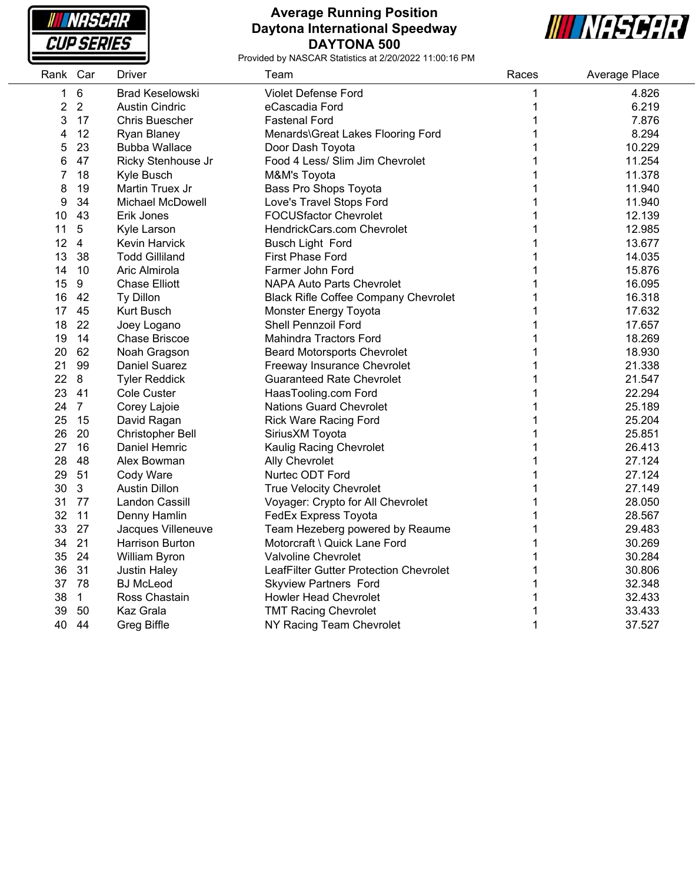# Average Running Position
## Daytona International Speedway
## DAYTONA 500

Provided by NASCAR Statistics at 2/20/2022 11:00:16 PM

| Rank | Car | Driver | Team | Races | Average Place |
|---|---|---|---|---|---|
| 1 | 6 | Brad Keselowski | Violet Defense Ford | 1 | 4.826 |
| 2 | 2 | Austin Cindric | eCascadia Ford | 1 | 6.219 |
| 3 | 17 | Chris Buescher | Fastenal Ford | 1 | 7.876 |
| 4 | 12 | Ryan Blaney | Menards\Great Lakes Flooring Ford | 1 | 8.294 |
| 5 | 23 | Bubba Wallace | Door Dash Toyota | 1 | 10.229 |
| 6 | 47 | Ricky Stenhouse Jr | Food 4 Less/ Slim Jim Chevrolet | 1 | 11.254 |
| 7 | 18 | Kyle Busch | M&M's Toyota | 1 | 11.378 |
| 8 | 19 | Martin Truex Jr | Bass Pro Shops Toyota | 1 | 11.940 |
| 9 | 34 | Michael McDowell | Love's Travel Stops Ford | 1 | 11.940 |
| 10 | 43 | Erik Jones | FOCUSfactor Chevrolet | 1 | 12.139 |
| 11 | 5 | Kyle Larson | HendrickCars.com Chevrolet | 1 | 12.985 |
| 12 | 4 | Kevin Harvick | Busch Light Ford | 1 | 13.677 |
| 13 | 38 | Todd Gilliland | First Phase Ford | 1 | 14.035 |
| 14 | 10 | Aric Almirola | Farmer John Ford | 1 | 15.876 |
| 15 | 9 | Chase Elliott | NAPA Auto Parts Chevrolet | 1 | 16.095 |
| 16 | 42 | Ty Dillon | Black Rifle Coffee Company Chevrolet | 1 | 16.318 |
| 17 | 45 | Kurt Busch | Monster Energy Toyota | 1 | 17.632 |
| 18 | 22 | Joey Logano | Shell Pennzoil Ford | 1 | 17.657 |
| 19 | 14 | Chase Briscoe | Mahindra Tractors Ford | 1 | 18.269 |
| 20 | 62 | Noah Gragson | Beard Motorsports Chevrolet | 1 | 18.930 |
| 21 | 99 | Daniel Suarez | Freeway Insurance Chevrolet | 1 | 21.338 |
| 22 | 8 | Tyler Reddick | Guaranteed Rate Chevrolet | 1 | 21.547 |
| 23 | 41 | Cole Custer | HaasTooling.com Ford | 1 | 22.294 |
| 24 | 7 | Corey Lajoie | Nations Guard Chevrolet | 1 | 25.189 |
| 25 | 15 | David Ragan | Rick Ware Racing Ford | 1 | 25.204 |
| 26 | 20 | Christopher Bell | SiriusXM Toyota | 1 | 25.851 |
| 27 | 16 | Daniel Hemric | Kaulig Racing Chevrolet | 1 | 26.413 |
| 28 | 48 | Alex Bowman | Ally Chevrolet | 1 | 27.124 |
| 29 | 51 | Cody Ware | Nurtec ODT Ford | 1 | 27.124 |
| 30 | 3 | Austin Dillon | True Velocity Chevrolet | 1 | 27.149 |
| 31 | 77 | Landon Cassill | Voyager: Crypto for All Chevrolet | 1 | 28.050 |
| 32 | 11 | Denny Hamlin | FedEx Express Toyota | 1 | 28.567 |
| 33 | 27 | Jacques Villeneuve | Team Hezeberg powered by Reaume | 1 | 29.483 |
| 34 | 21 | Harrison Burton | Motorcraft \ Quick Lane Ford | 1 | 30.269 |
| 35 | 24 | William Byron | Valvoline Chevrolet | 1 | 30.284 |
| 36 | 31 | Justin Haley | LeafFilter Gutter Protection Chevrolet | 1 | 30.806 |
| 37 | 78 | BJ McLeod | Skyview Partners Ford | 1 | 32.348 |
| 38 | 1 | Ross Chastain | Howler Head Chevrolet | 1 | 32.433 |
| 39 | 50 | Kaz Grala | TMT Racing Chevrolet | 1 | 33.433 |
| 40 | 44 | Greg Biffle | NY Racing Team Chevrolet | 1 | 37.527 |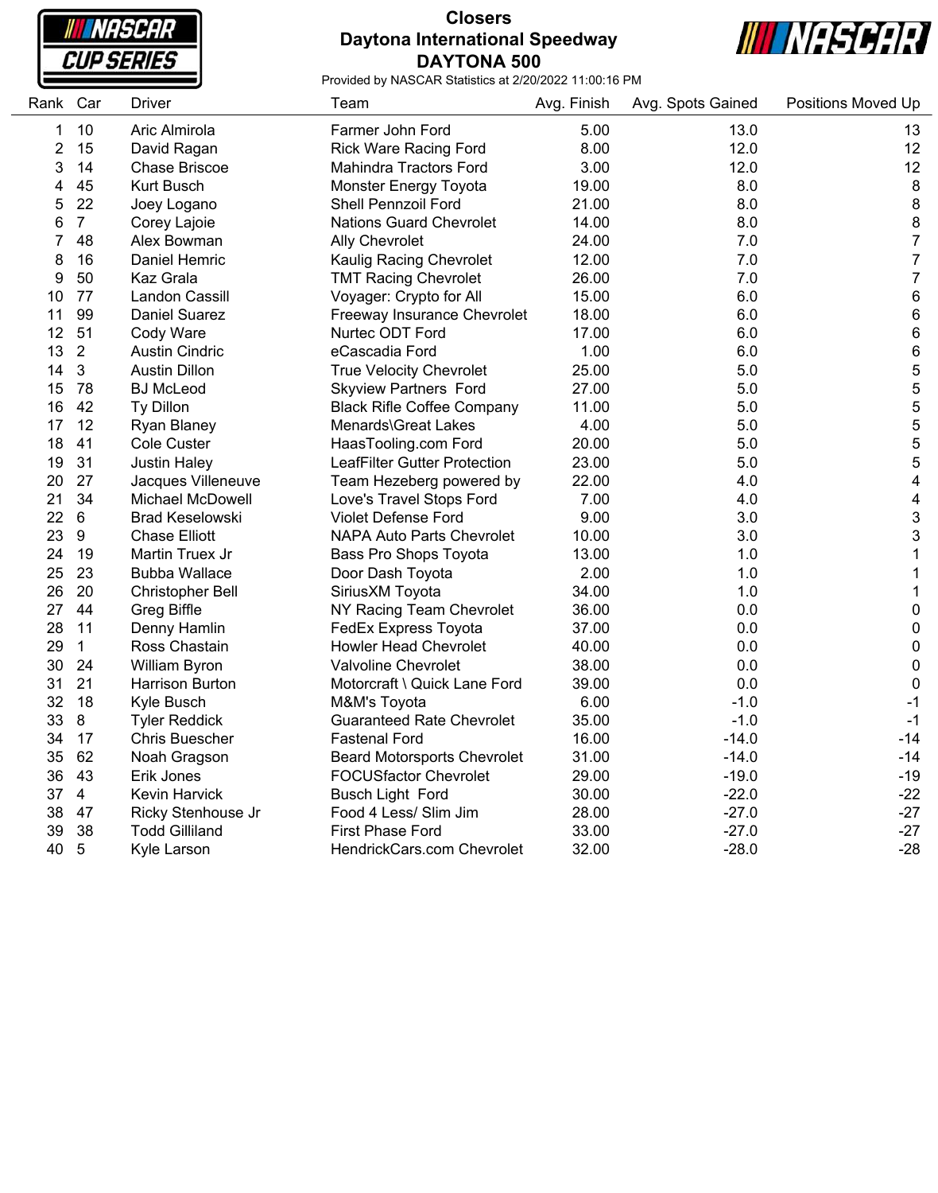# Closers

## Daytona International Speedway

## DAYTONA 500

Provided by NASCAR Statistics at 2/20/2022 11:00:16 PM

| Rank | Car | Driver | Team | Avg. Finish | Avg. Spots Gained | Positions Moved Up |
|---|---|---|---|---|---|---|
| 1 | 10 | Aric Almirola | Farmer John Ford | 5.00 | 13.0 | 13 |
| 2 | 15 | David Ragan | Rick Ware Racing Ford | 8.00 | 12.0 | 12 |
| 3 | 14 | Chase Briscoe | Mahindra Tractors Ford | 3.00 | 12.0 | 12 |
| 4 | 45 | Kurt Busch | Monster Energy Toyota | 19.00 | 8.0 | 8 |
| 5 | 22 | Joey Logano | Shell Pennzoil Ford | 21.00 | 8.0 | 8 |
| 6 | 7 | Corey Lajoie | Nations Guard Chevrolet | 14.00 | 8.0 | 8 |
| 7 | 48 | Alex Bowman | Ally Chevrolet | 24.00 | 7.0 | 7 |
| 8 | 16 | Daniel Hemric | Kaulig Racing Chevrolet | 12.00 | 7.0 | 7 |
| 9 | 50 | Kaz Grala | TMT Racing Chevrolet | 26.00 | 7.0 | 7 |
| 10 | 77 | Landon Cassill | Voyager: Crypto for All | 15.00 | 6.0 | 6 |
| 11 | 99 | Daniel Suarez | Freeway Insurance Chevrolet | 18.00 | 6.0 | 6 |
| 12 | 51 | Cody Ware | Nurtec ODT Ford | 17.00 | 6.0 | 6 |
| 13 | 2 | Austin Cindric | eCascadia Ford | 1.00 | 6.0 | 6 |
| 14 | 3 | Austin Dillon | True Velocity Chevrolet | 25.00 | 5.0 | 5 |
| 15 | 78 | BJ McLeod | Skyview Partners Ford | 27.00 | 5.0 | 5 |
| 16 | 42 | Ty Dillon | Black Rifle Coffee Company | 11.00 | 5.0 | 5 |
| 17 | 12 | Ryan Blaney | Menards\Great Lakes | 4.00 | 5.0 | 5 |
| 18 | 41 | Cole Custer | HaasTooling.com Ford | 20.00 | 5.0 | 5 |
| 19 | 31 | Justin Haley | LeafFilter Gutter Protection | 23.00 | 5.0 | 5 |
| 20 | 27 | Jacques Villeneuve | Team Hezeberg powered by | 22.00 | 4.0 | 4 |
| 21 | 34 | Michael McDowell | Love's Travel Stops Ford | 7.00 | 4.0 | 4 |
| 22 | 6 | Brad Keselowski | Violet Defense Ford | 9.00 | 3.0 | 3 |
| 23 | 9 | Chase Elliott | NAPA Auto Parts Chevrolet | 10.00 | 3.0 | 3 |
| 24 | 19 | Martin Truex Jr | Bass Pro Shops Toyota | 13.00 | 1.0 | 1 |
| 25 | 23 | Bubba Wallace | Door Dash Toyota | 2.00 | 1.0 | 1 |
| 26 | 20 | Christopher Bell | SiriusXM Toyota | 34.00 | 1.0 | 1 |
| 27 | 44 | Greg Biffle | NY Racing Team Chevrolet | 36.00 | 0.0 | 0 |
| 28 | 11 | Denny Hamlin | FedEx Express Toyota | 37.00 | 0.0 | 0 |
| 29 | 1 | Ross Chastain | Howler Head Chevrolet | 40.00 | 0.0 | 0 |
| 30 | 24 | William Byron | Valvoline Chevrolet | 38.00 | 0.0 | 0 |
| 31 | 21 | Harrison Burton | Motorcraft \ Quick Lane Ford | 39.00 | 0.0 | 0 |
| 32 | 18 | Kyle Busch | M&M's Toyota | 6.00 | -1.0 | -1 |
| 33 | 8 | Tyler Reddick | Guaranteed Rate Chevrolet | 35.00 | -1.0 | -1 |
| 34 | 17 | Chris Buescher | Fastenal Ford | 16.00 | -14.0 | -14 |
| 35 | 62 | Noah Gragson | Beard Motorsports Chevrolet | 31.00 | -14.0 | -14 |
| 36 | 43 | Erik Jones | FOCUSfactor Chevrolet | 29.00 | -19.0 | -19 |
| 37 | 4 | Kevin Harvick | Busch Light Ford | 30.00 | -22.0 | -22 |
| 38 | 47 | Ricky Stenhouse Jr | Food 4 Less/ Slim Jim | 28.00 | -27.0 | -27 |
| 39 | 38 | Todd Gilliland | First Phase Ford | 33.00 | -27.0 | -27 |
| 40 | 5 | Kyle Larson | HendrickCars.com Chevrolet | 32.00 | -28.0 | -28 |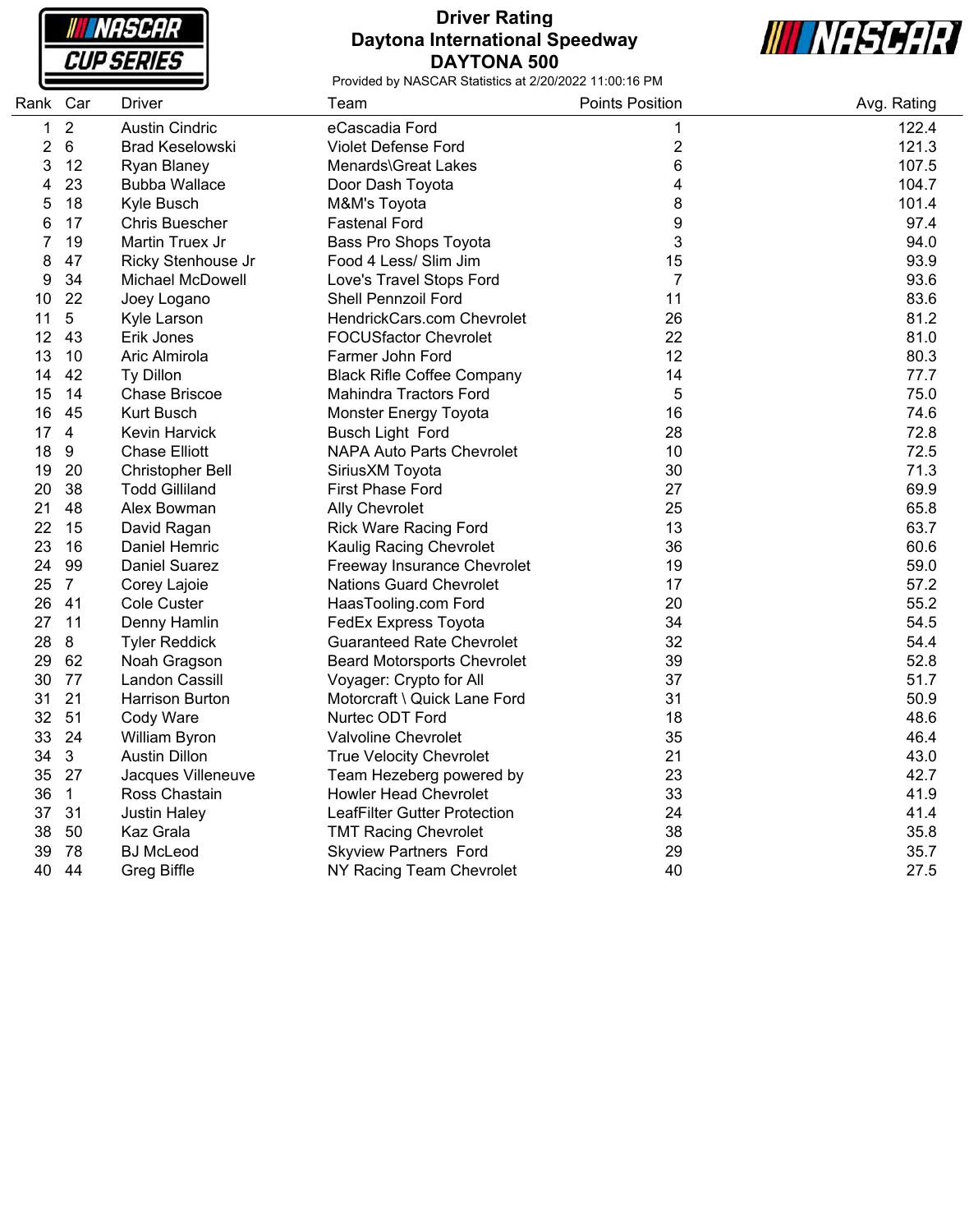# Driver Rating
## Daytona International Speedway
## DAYTONA 500

Provided by NASCAR Statistics at 2/20/2022 11:00:16 PM

| Rank | Car | Driver | Team | Points Position | Avg. Rating |
|---|---|---|---|---|---|
| 1 | 2 | Austin Cindric | eCascadia Ford | 1 | 122.4 |
| 2 | 6 | Brad Keselowski | Violet Defense Ford | 2 | 121.3 |
| 3 | 12 | Ryan Blaney | Menards\Great Lakes | 6 | 107.5 |
| 4 | 23 | Bubba Wallace | Door Dash Toyota | 4 | 104.7 |
| 5 | 18 | Kyle Busch | M&M's Toyota | 8 | 101.4 |
| 6 | 17 | Chris Buescher | Fastenal Ford | 9 | 97.4 |
| 7 | 19 | Martin Truex Jr | Bass Pro Shops Toyota | 3 | 94.0 |
| 8 | 47 | Ricky Stenhouse Jr | Food 4 Less/ Slim Jim | 15 | 93.9 |
| 9 | 34 | Michael McDowell | Love's Travel Stops Ford | 7 | 93.6 |
| 10 | 22 | Joey Logano | Shell Pennzoil Ford | 11 | 83.6 |
| 11 | 5 | Kyle Larson | HendrickCars.com Chevrolet | 26 | 81.2 |
| 12 | 43 | Erik Jones | FOCUSfactor Chevrolet | 22 | 81.0 |
| 13 | 10 | Aric Almirola | Farmer John Ford | 12 | 80.3 |
| 14 | 42 | Ty Dillon | Black Rifle Coffee Company | 14 | 77.7 |
| 15 | 14 | Chase Briscoe | Mahindra Tractors Ford | 5 | 75.0 |
| 16 | 45 | Kurt Busch | Monster Energy Toyota | 16 | 74.6 |
| 17 | 4 | Kevin Harvick | Busch Light Ford | 28 | 72.8 |
| 18 | 9 | Chase Elliott | NAPA Auto Parts Chevrolet | 10 | 72.5 |
| 19 | 20 | Christopher Bell | SiriusXM Toyota | 30 | 71.3 |
| 20 | 38 | Todd Gilliland | First Phase Ford | 27 | 69.9 |
| 21 | 48 | Alex Bowman | Ally Chevrolet | 25 | 65.8 |
| 22 | 15 | David Ragan | Rick Ware Racing Ford | 13 | 63.7 |
| 23 | 16 | Daniel Hemric | Kaulig Racing Chevrolet | 36 | 60.6 |
| 24 | 99 | Daniel Suarez | Freeway Insurance Chevrolet | 19 | 59.0 |
| 25 | 7 | Corey Lajoie | Nations Guard Chevrolet | 17 | 57.2 |
| 26 | 41 | Cole Custer | HaasTooling.com Ford | 20 | 55.2 |
| 27 | 11 | Denny Hamlin | FedEx Express Toyota | 34 | 54.5 |
| 28 | 8 | Tyler Reddick | Guaranteed Rate Chevrolet | 32 | 54.4 |
| 29 | 62 | Noah Gragson | Beard Motorsports Chevrolet | 39 | 52.8 |
| 30 | 77 | Landon Cassill | Voyager: Crypto for All | 37 | 51.7 |
| 31 | 21 | Harrison Burton | Motorcraft \ Quick Lane Ford | 31 | 50.9 |
| 32 | 51 | Cody Ware | Nurtec ODT Ford | 18 | 48.6 |
| 33 | 24 | William Byron | Valvoline Chevrolet | 35 | 46.4 |
| 34 | 3 | Austin Dillon | True Velocity Chevrolet | 21 | 43.0 |
| 35 | 27 | Jacques Villeneuve | Team Hezeberg powered by | 23 | 42.7 |
| 36 | 1 | Ross Chastain | Howler Head Chevrolet | 33 | 41.9 |
| 37 | 31 | Justin Haley | LeafFilter Gutter Protection | 24 | 41.4 |
| 38 | 50 | Kaz Grala | TMT Racing Chevrolet | 38 | 35.8 |
| 39 | 78 | BJ McLeod | Skyview Partners Ford | 29 | 35.7 |
| 40 | 44 | Greg Biffle | NY Racing Team Chevrolet | 40 | 27.5 |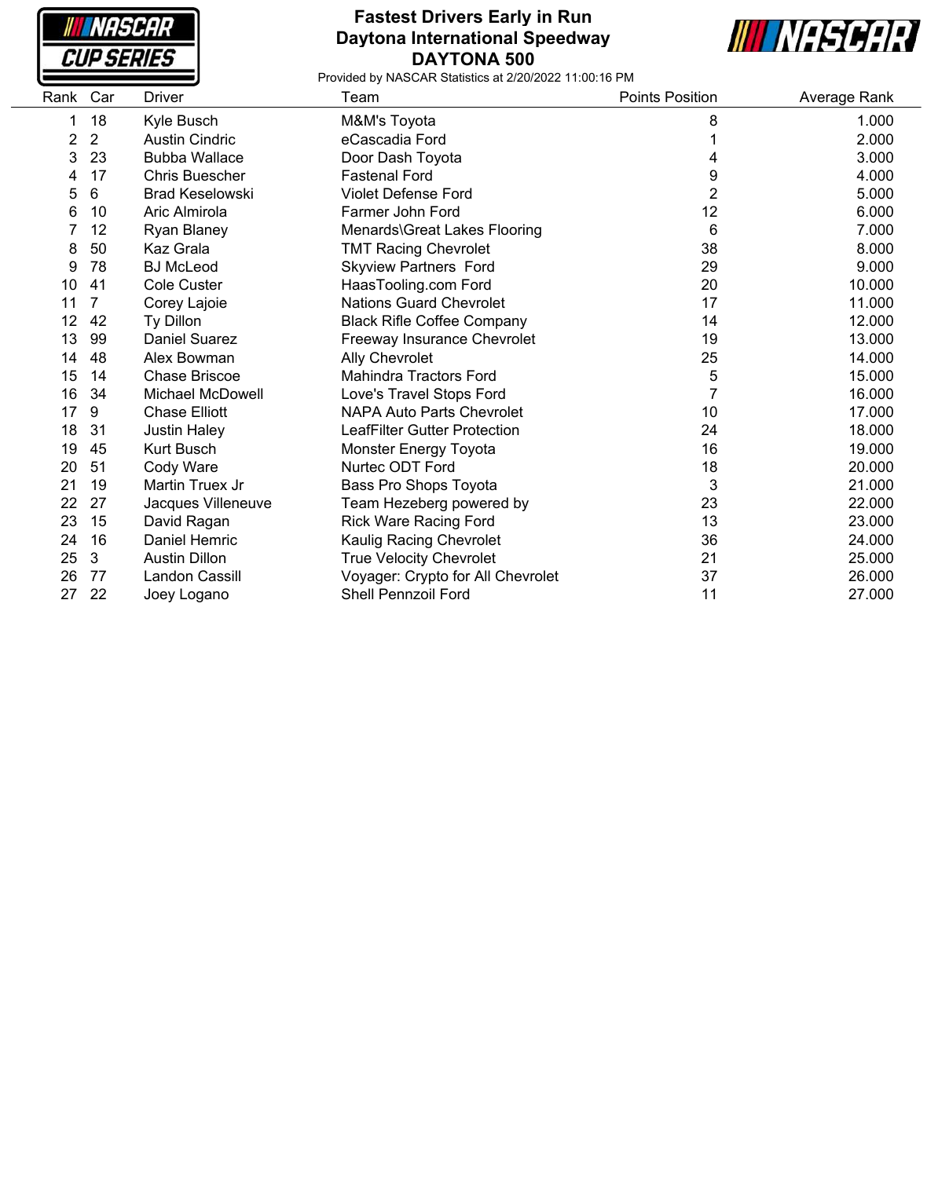# Fastest Drivers Early in Run

## Daytona International Speedway

## DAYTONA 500

Provided by NASCAR Statistics at 2/20/2022 11:00:16 PM

| Rank | Car | Driver | Team | Points Position | Average Rank |
|---|---|---|---|---|---|
| 1 | 18 | Kyle Busch | M&M's Toyota | 8 | 1.000 |
| 2 | 2 | Austin Cindric | eCascadia Ford | 1 | 2.000 |
| 3 | 23 | Bubba Wallace | Door Dash Toyota | 4 | 3.000 |
| 4 | 17 | Chris Buescher | Fastenal Ford | 9 | 4.000 |
| 5 | 6 | Brad Keselowski | Violet Defense Ford | 2 | 5.000 |
| 6 | 10 | Aric Almirola | Farmer John Ford | 12 | 6.000 |
| 7 | 12 | Ryan Blaney | Menards\Great Lakes Flooring | 6 | 7.000 |
| 8 | 50 | Kaz Grala | TMT Racing Chevrolet | 38 | 8.000 |
| 9 | 78 | BJ McLeod | Skyview Partners Ford | 29 | 9.000 |
| 10 | 41 | Cole Custer | HaasTooling.com Ford | 20 | 10.000 |
| 11 | 7 | Corey Lajoie | Nations Guard Chevrolet | 17 | 11.000 |
| 12 | 42 | Ty Dillon | Black Rifle Coffee Company | 14 | 12.000 |
| 13 | 99 | Daniel Suarez | Freeway Insurance Chevrolet | 19 | 13.000 |
| 14 | 48 | Alex Bowman | Ally Chevrolet | 25 | 14.000 |
| 15 | 14 | Chase Briscoe | Mahindra Tractors Ford | 5 | 15.000 |
| 16 | 34 | Michael McDowell | Love's Travel Stops Ford | 7 | 16.000 |
| 17 | 9 | Chase Elliott | NAPA Auto Parts Chevrolet | 10 | 17.000 |
| 18 | 31 | Justin Haley | LeafFilter Gutter Protection | 24 | 18.000 |
| 19 | 45 | Kurt Busch | Monster Energy Toyota | 16 | 19.000 |
| 20 | 51 | Cody Ware | Nurtec ODT Ford | 18 | 20.000 |
| 21 | 19 | Martin Truex Jr | Bass Pro Shops Toyota | 3 | 21.000 |
| 22 | 27 | Jacques Villeneuve | Team Hezeberg powered by | 23 | 22.000 |
| 23 | 15 | David Ragan | Rick Ware Racing Ford | 13 | 23.000 |
| 24 | 16 | Daniel Hemric | Kaulig Racing Chevrolet | 36 | 24.000 |
| 25 | 3 | Austin Dillon | True Velocity Chevrolet | 21 | 25.000 |
| 26 | 77 | Landon Cassill | Voyager: Crypto for All Chevrolet | 37 | 26.000 |
| 27 | 22 | Joey Logano | Shell Pennzoil Ford | 11 | 27.000 |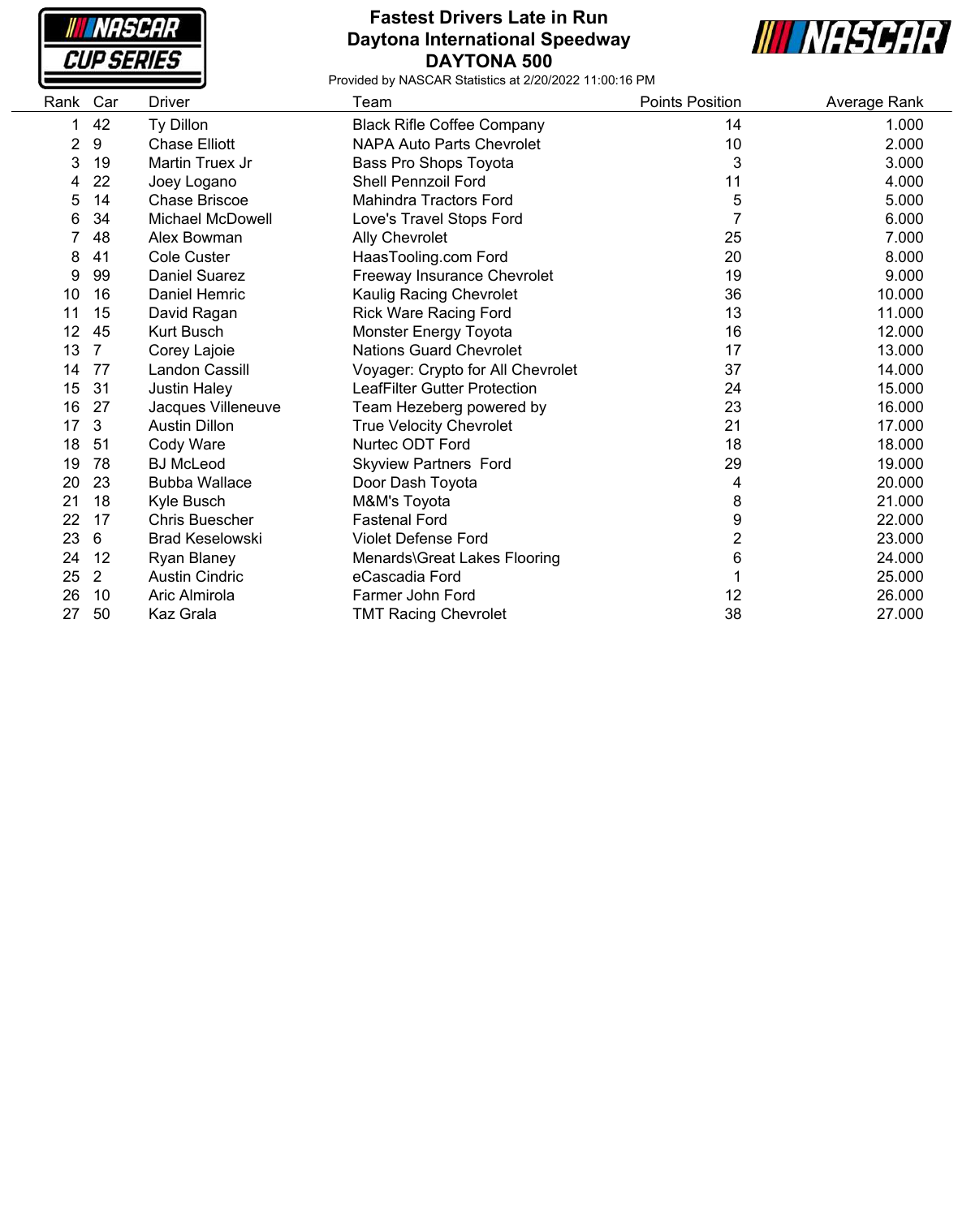# Fastest Drivers Late in Run
## Daytona International Speedway
## DAYTONA 500

Provided by NASCAR Statistics at 2/20/2022 11:00:16 PM

| Rank | Car | Driver | Team | Points Position | Average Rank |
|---|---|---|---|---|---|
| 1 | 42 | Ty Dillon | Black Rifle Coffee Company | 14 | 1.000 |
| 2 | 9 | Chase Elliott | NAPA Auto Parts Chevrolet | 10 | 2.000 |
| 3 | 19 | Martin Truex Jr | Bass Pro Shops Toyota | 3 | 3.000 |
| 4 | 22 | Joey Logano | Shell Pennzoil Ford | 11 | 4.000 |
| 5 | 14 | Chase Briscoe | Mahindra Tractors Ford | 5 | 5.000 |
| 6 | 34 | Michael McDowell | Love's Travel Stops Ford | 7 | 6.000 |
| 7 | 48 | Alex Bowman | Ally Chevrolet | 25 | 7.000 |
| 8 | 41 | Cole Custer | HaasTooling.com Ford | 20 | 8.000 |
| 9 | 99 | Daniel Suarez | Freeway Insurance Chevrolet | 19 | 9.000 |
| 10 | 16 | Daniel Hemric | Kaulig Racing Chevrolet | 36 | 10.000 |
| 11 | 15 | David Ragan | Rick Ware Racing Ford | 13 | 11.000 |
| 12 | 45 | Kurt Busch | Monster Energy Toyota | 16 | 12.000 |
| 13 | 7 | Corey Lajoie | Nations Guard Chevrolet | 17 | 13.000 |
| 14 | 77 | Landon Cassill | Voyager: Crypto for All Chevrolet | 37 | 14.000 |
| 15 | 31 | Justin Haley | LeafFilter Gutter Protection | 24 | 15.000 |
| 16 | 27 | Jacques Villeneuve | Team Hezeberg powered by | 23 | 16.000 |
| 17 | 3 | Austin Dillon | True Velocity Chevrolet | 21 | 17.000 |
| 18 | 51 | Cody Ware | Nurtec ODT Ford | 18 | 18.000 |
| 19 | 78 | BJ McLeod | Skyview Partners Ford | 29 | 19.000 |
| 20 | 23 | Bubba Wallace | Door Dash Toyota | 4 | 20.000 |
| 21 | 18 | Kyle Busch | M&M's Toyota | 8 | 21.000 |
| 22 | 17 | Chris Buescher | Fastenal Ford | 9 | 22.000 |
| 23 | 6 | Brad Keselowski | Violet Defense Ford | 2 | 23.000 |
| 24 | 12 | Ryan Blaney | Menards\Great Lakes Flooring | 6 | 24.000 |
| 25 | 2 | Austin Cindric | eCascadia Ford | 1 | 25.000 |
| 26 | 10 | Aric Almirola | Farmer John Ford | 12 | 26.000 |
| 27 | 50 | Kaz Grala | TMT Racing Chevrolet | 38 | 27.000 |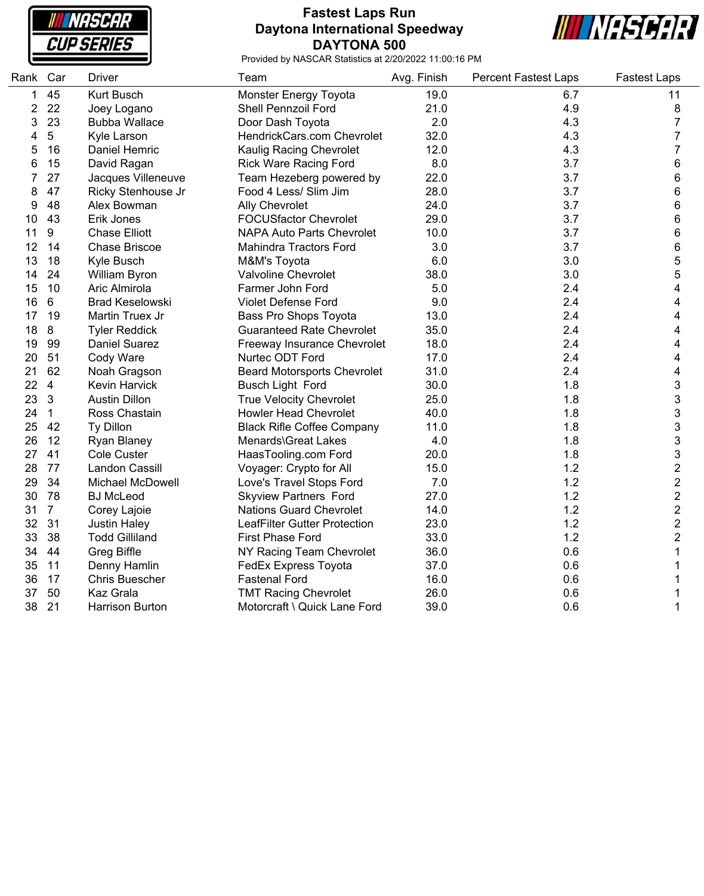# Fastest Laps Run
## Daytona International Speedway
## DAYTONA 500

Provided by NASCAR Statistics at 2/20/2022 11:00:16 PM

| Rank | Car | Driver | Team | Avg. Finish | Percent Fastest Laps | Fastest Laps |
|---|---|---|---|---|---|---|
| 1 | 45 | Kurt Busch | Monster Energy Toyota | 19.0 | 6.7 | 11 |
| 2 | 22 | Joey Logano | Shell Pennzoil Ford | 21.0 | 4.9 | 8 |
| 3 | 23 | Bubba Wallace | Door Dash Toyota | 2.0 | 4.3 | 7 |
| 4 | 5 | Kyle Larson | HendrickCars.com Chevrolet | 32.0 | 4.3 | 7 |
| 5 | 16 | Daniel Hemric | Kaulig Racing Chevrolet | 12.0 | 4.3 | 7 |
| 6 | 15 | David Ragan | Rick Ware Racing Ford | 8.0 | 3.7 | 6 |
| 7 | 27 | Jacques Villeneuve | Team Hezeberg powered by | 22.0 | 3.7 | 6 |
| 8 | 47 | Ricky Stenhouse Jr | Food 4 Less/ Slim Jim | 28.0 | 3.7 | 6 |
| 9 | 48 | Alex Bowman | Ally Chevrolet | 24.0 | 3.7 | 6 |
| 10 | 43 | Erik Jones | FOCUSfactor Chevrolet | 29.0 | 3.7 | 6 |
| 11 | 9 | Chase Elliott | NAPA Auto Parts Chevrolet | 10.0 | 3.7 | 6 |
| 12 | 14 | Chase Briscoe | Mahindra Tractors Ford | 3.0 | 3.7 | 6 |
| 13 | 18 | Kyle Busch | M&M's Toyota | 6.0 | 3.0 | 5 |
| 14 | 24 | William Byron | Valvoline Chevrolet | 38.0 | 3.0 | 5 |
| 15 | 10 | Aric Almirola | Farmer John Ford | 5.0 | 2.4 | 4 |
| 16 | 6 | Brad Keselowski | Violet Defense Ford | 9.0 | 2.4 | 4 |
| 17 | 19 | Martin Truex Jr | Bass Pro Shops Toyota | 13.0 | 2.4 | 4 |
| 18 | 8 | Tyler Reddick | Guaranteed Rate Chevrolet | 35.0 | 2.4 | 4 |
| 19 | 99 | Daniel Suarez | Freeway Insurance Chevrolet | 18.0 | 2.4 | 4 |
| 20 | 51 | Cody Ware | Nurtec ODT Ford | 17.0 | 2.4 | 4 |
| 21 | 62 | Noah Gragson | Beard Motorsports Chevrolet | 31.0 | 2.4 | 4 |
| 22 | 4 | Kevin Harvick | Busch Light Ford | 30.0 | 1.8 | 3 |
| 23 | 3 | Austin Dillon | True Velocity Chevrolet | 25.0 | 1.8 | 3 |
| 24 | 1 | Ross Chastain | Howler Head Chevrolet | 40.0 | 1.8 | 3 |
| 25 | 42 | Ty Dillon | Black Rifle Coffee Company | 11.0 | 1.8 | 3 |
| 26 | 12 | Ryan Blaney | Menards\Great Lakes | 4.0 | 1.8 | 3 |
| 27 | 41 | Cole Custer | HaasTooling.com Ford | 20.0 | 1.8 | 3 |
| 28 | 77 | Landon Cassill | Voyager: Crypto for All | 15.0 | 1.2 | 2 |
| 29 | 34 | Michael McDowell | Love's Travel Stops Ford | 7.0 | 1.2 | 2 |
| 30 | 78 | BJ McLeod | Skyview Partners Ford | 27.0 | 1.2 | 2 |
| 31 | 7 | Corey Lajoie | Nations Guard Chevrolet | 14.0 | 1.2 | 2 |
| 32 | 31 | Justin Haley | LeafFilter Gutter Protection | 23.0 | 1.2 | 2 |
| 33 | 38 | Todd Gilliland | First Phase Ford | 33.0 | 1.2 | 2 |
| 34 | 44 | Greg Biffle | NY Racing Team Chevrolet | 36.0 | 0.6 | 1 |
| 35 | 11 | Denny Hamlin | FedEx Express Toyota | 37.0 | 0.6 | 1 |
| 36 | 17 | Chris Buescher | Fastenal Ford | 16.0 | 0.6 | 1 |
| 37 | 50 | Kaz Grala | TMT Racing Chevrolet | 26.0 | 0.6 | 1 |
| 38 | 21 | Harrison Burton | Motorcraft \ Quick Lane Ford | 39.0 | 0.6 | 1 |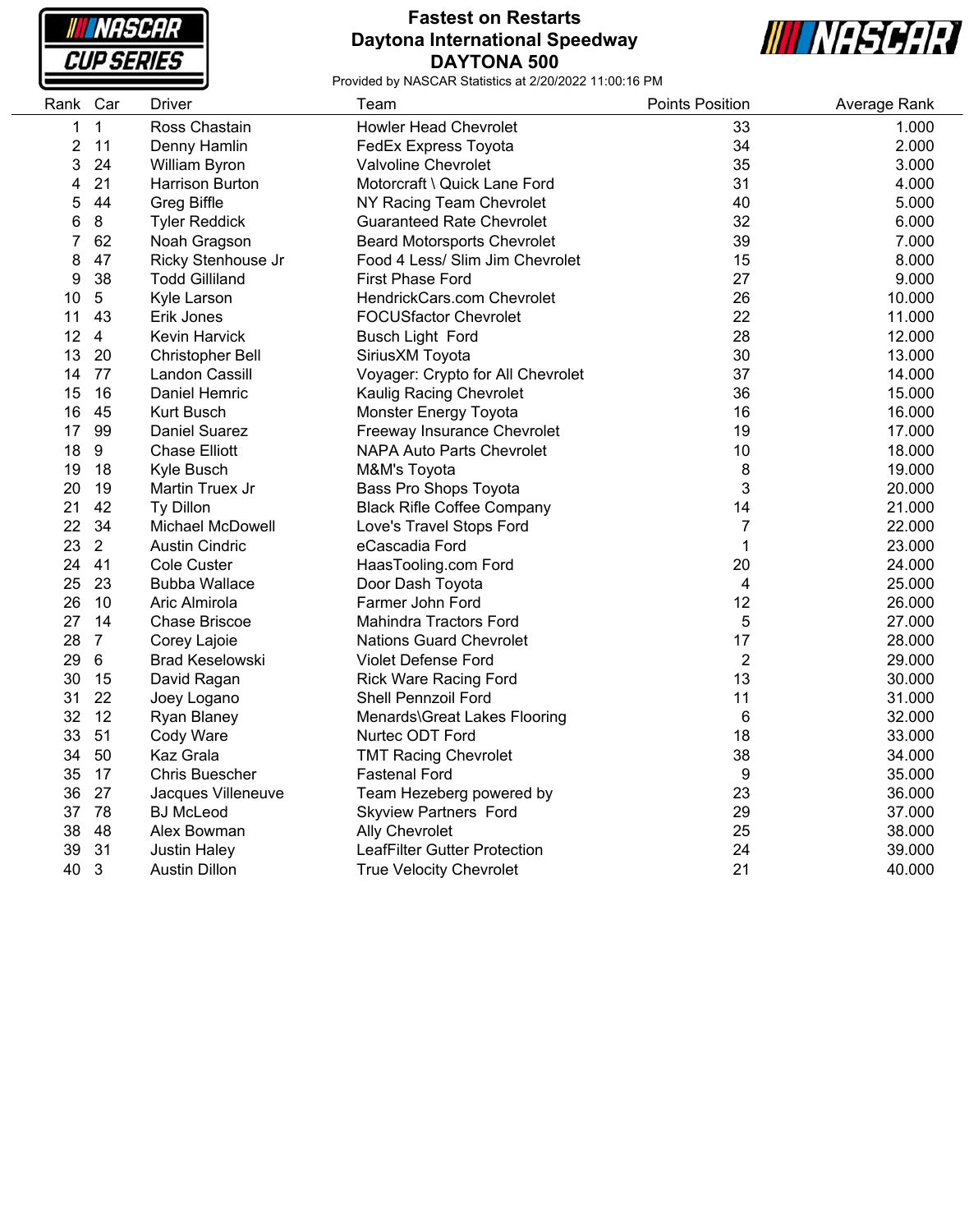# Fastest on Restarts
## Daytona International Speedway
## DAYTONA 500

Provided by NASCAR Statistics at 2/20/2022 11:00:16 PM

| Rank | Car | Driver | Team | Points Position | Average Rank |
|---|---|---|---|---|---|
| 1 | 1 | Ross Chastain | Howler Head Chevrolet | 33 | 1.000 |
| 2 | 11 | Denny Hamlin | FedEx Express Toyota | 34 | 2.000 |
| 3 | 24 | William Byron | Valvoline Chevrolet | 35 | 3.000 |
| 4 | 21 | Harrison Burton | Motorcraft \ Quick Lane Ford | 31 | 4.000 |
| 5 | 44 | Greg Biffle | NY Racing Team Chevrolet | 40 | 5.000 |
| 6 | 8 | Tyler Reddick | Guaranteed Rate Chevrolet | 32 | 6.000 |
| 7 | 62 | Noah Gragson | Beard Motorsports Chevrolet | 39 | 7.000 |
| 8 | 47 | Ricky Stenhouse Jr | Food 4 Less/ Slim Jim Chevrolet | 15 | 8.000 |
| 9 | 38 | Todd Gilliland | First Phase Ford | 27 | 9.000 |
| 10 | 5 | Kyle Larson | HendrickCars.com Chevrolet | 26 | 10.000 |
| 11 | 43 | Erik Jones | FOCUSfactor Chevrolet | 22 | 11.000 |
| 12 | 4 | Kevin Harvick | Busch Light Ford | 28 | 12.000 |
| 13 | 20 | Christopher Bell | SiriusXM Toyota | 30 | 13.000 |
| 14 | 77 | Landon Cassill | Voyager: Crypto for All Chevrolet | 37 | 14.000 |
| 15 | 16 | Daniel Hemric | Kaulig Racing Chevrolet | 36 | 15.000 |
| 16 | 45 | Kurt Busch | Monster Energy Toyota | 16 | 16.000 |
| 17 | 99 | Daniel Suarez | Freeway Insurance Chevrolet | 19 | 17.000 |
| 18 | 9 | Chase Elliott | NAPA Auto Parts Chevrolet | 10 | 18.000 |
| 19 | 18 | Kyle Busch | M&M's Toyota | 8 | 19.000 |
| 20 | 19 | Martin Truex Jr | Bass Pro Shops Toyota | 3 | 20.000 |
| 21 | 42 | Ty Dillon | Black Rifle Coffee Company | 14 | 21.000 |
| 22 | 34 | Michael McDowell | Love's Travel Stops Ford | 7 | 22.000 |
| 23 | 2 | Austin Cindric | eCascadia Ford | 1 | 23.000 |
| 24 | 41 | Cole Custer | HaasTooling.com Ford | 20 | 24.000 |
| 25 | 23 | Bubba Wallace | Door Dash Toyota | 4 | 25.000 |
| 26 | 10 | Aric Almirola | Farmer John Ford | 12 | 26.000 |
| 27 | 14 | Chase Briscoe | Mahindra Tractors Ford | 5 | 27.000 |
| 28 | 7 | Corey Lajoie | Nations Guard Chevrolet | 17 | 28.000 |
| 29 | 6 | Brad Keselowski | Violet Defense Ford | 2 | 29.000 |
| 30 | 15 | David Ragan | Rick Ware Racing Ford | 13 | 30.000 |
| 31 | 22 | Joey Logano | Shell Pennzoil Ford | 11 | 31.000 |
| 32 | 12 | Ryan Blaney | Menards\Great Lakes Flooring | 6 | 32.000 |
| 33 | 51 | Cody Ware | Nurtec ODT Ford | 18 | 33.000 |
| 34 | 50 | Kaz Grala | TMT Racing Chevrolet | 38 | 34.000 |
| 35 | 17 | Chris Buescher | Fastenal Ford | 9 | 35.000 |
| 36 | 27 | Jacques Villeneuve | Team Hezeberg powered by | 23 | 36.000 |
| 37 | 78 | BJ McLeod | Skyview Partners Ford | 29 | 37.000 |
| 38 | 48 | Alex Bowman | Ally Chevrolet | 25 | 38.000 |
| 39 | 31 | Justin Haley | LeafFilter Gutter Protection | 24 | 39.000 |
| 40 | 3 | Austin Dillon | True Velocity Chevrolet | 21 | 40.000 |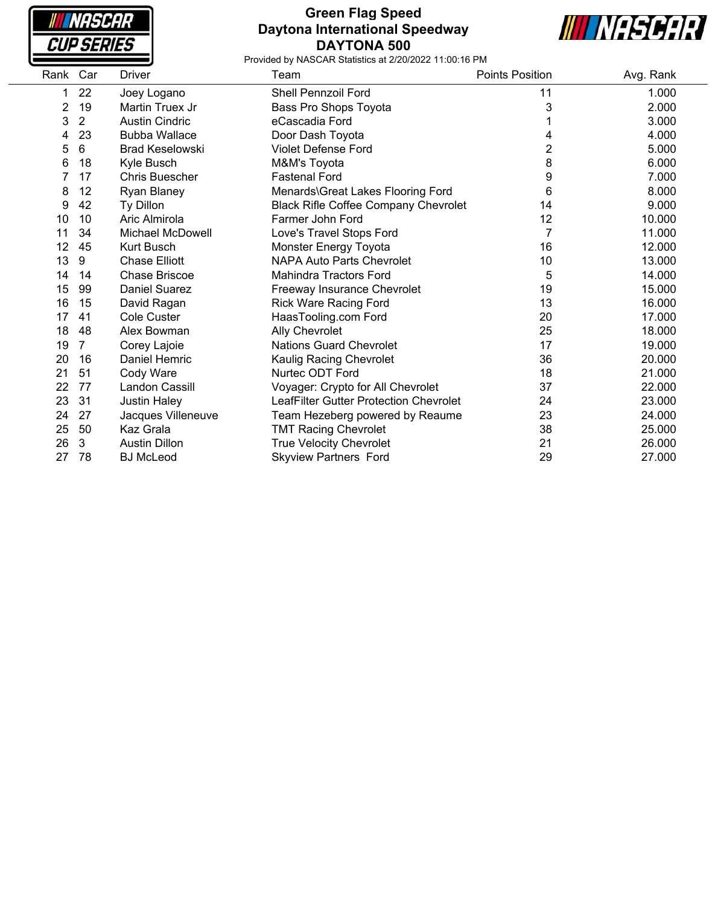# Green Flag Speed
## Daytona International Speedway
## DAYTONA 500

Provided by NASCAR Statistics at 2/20/2022 11:00:16 PM

| Rank | Car | Driver | Team | Points Position | Avg. Rank |
|---|---|---|---|---|---|
| 1 | 22 | Joey Logano | Shell Pennzoil Ford | 11 | 1.000 |
| 2 | 19 | Martin Truex Jr | Bass Pro Shops Toyota | 3 | 2.000 |
| 3 | 2 | Austin Cindric | eCascadia Ford | 1 | 3.000 |
| 4 | 23 | Bubba Wallace | Door Dash Toyota | 4 | 4.000 |
| 5 | 6 | Brad Keselowski | Violet Defense Ford | 2 | 5.000 |
| 6 | 18 | Kyle Busch | M&M's Toyota | 8 | 6.000 |
| 7 | 17 | Chris Buescher | Fastenal Ford | 9 | 7.000 |
| 8 | 12 | Ryan Blaney | Menards\Great Lakes Flooring Ford | 6 | 8.000 |
| 9 | 42 | Ty Dillon | Black Rifle Coffee Company Chevrolet | 14 | 9.000 |
| 10 | 10 | Aric Almirola | Farmer John Ford | 12 | 10.000 |
| 11 | 34 | Michael McDowell | Love's Travel Stops Ford | 7 | 11.000 |
| 12 | 45 | Kurt Busch | Monster Energy Toyota | 16 | 12.000 |
| 13 | 9 | Chase Elliott | NAPA Auto Parts Chevrolet | 10 | 13.000 |
| 14 | 14 | Chase Briscoe | Mahindra Tractors Ford | 5 | 14.000 |
| 15 | 99 | Daniel Suarez | Freeway Insurance Chevrolet | 19 | 15.000 |
| 16 | 15 | David Ragan | Rick Ware Racing Ford | 13 | 16.000 |
| 17 | 41 | Cole Custer | HaasTooling.com Ford | 20 | 17.000 |
| 18 | 48 | Alex Bowman | Ally Chevrolet | 25 | 18.000 |
| 19 | 7 | Corey Lajoie | Nations Guard Chevrolet | 17 | 19.000 |
| 20 | 16 | Daniel Hemric | Kaulig Racing Chevrolet | 36 | 20.000 |
| 21 | 51 | Cody Ware | Nurtec ODT Ford | 18 | 21.000 |
| 22 | 77 | Landon Cassill | Voyager: Crypto for All Chevrolet | 37 | 22.000 |
| 23 | 31 | Justin Haley | LeafFilter Gutter Protection Chevrolet | 24 | 23.000 |
| 24 | 27 | Jacques Villeneuve | Team Hezeberg powered by Reaume | 23 | 24.000 |
| 25 | 50 | Kaz Grala | TMT Racing Chevrolet | 38 | 25.000 |
| 26 | 3 | Austin Dillon | True Velocity Chevrolet | 21 | 26.000 |
| 27 | 78 | BJ McLeod | Skyview Partners Ford | 29 | 27.000 |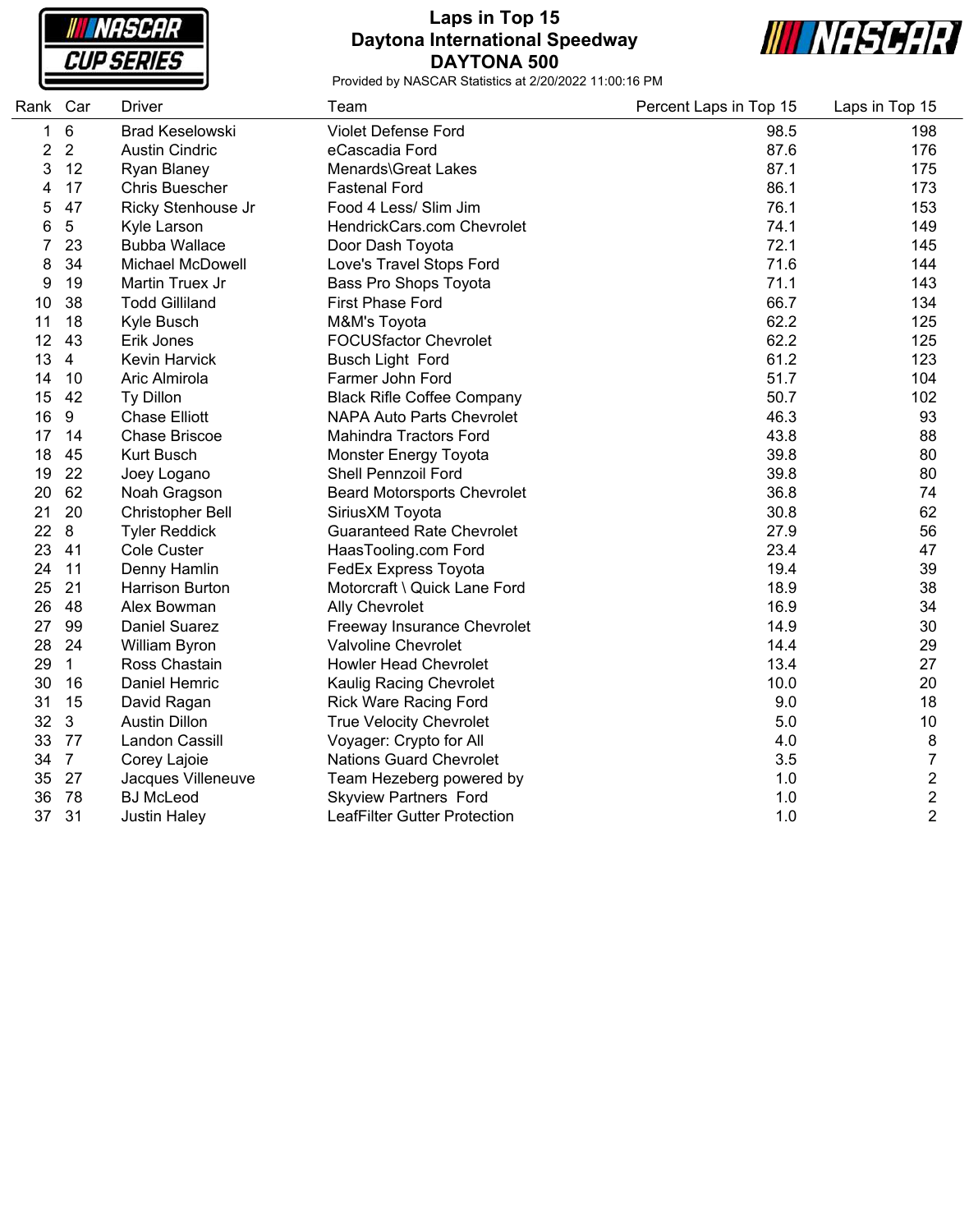# Laps in Top 15
## Daytona International Speedway
## DAYTONA 500

Provided by NASCAR Statistics at 2/20/2022 11:00:16 PM

| Rank | Car | Driver | Team | Percent Laps in Top 15 | Laps in Top 15 |
|---|---|---|---|---|---|
| 1 | 6 | Brad Keselowski | Violet Defense Ford | 98.5 | 198 |
| 2 | 2 | Austin Cindric | eCascadia Ford | 87.6 | 176 |
| 3 | 12 | Ryan Blaney | Menards\Great Lakes | 87.1 | 175 |
| 4 | 17 | Chris Buescher | Fastenal Ford | 86.1 | 173 |
| 5 | 47 | Ricky Stenhouse Jr | Food 4 Less/ Slim Jim | 76.1 | 153 |
| 6 | 5 | Kyle Larson | HendrickCars.com Chevrolet | 74.1 | 149 |
| 7 | 23 | Bubba Wallace | Door Dash Toyota | 72.1 | 145 |
| 8 | 34 | Michael McDowell | Love's Travel Stops Ford | 71.6 | 144 |
| 9 | 19 | Martin Truex Jr | Bass Pro Shops Toyota | 71.1 | 143 |
| 10 | 38 | Todd Gilliland | First Phase Ford | 66.7 | 134 |
| 11 | 18 | Kyle Busch | M&M's Toyota | 62.2 | 125 |
| 12 | 43 | Erik Jones | FOCUSfactor Chevrolet | 62.2 | 125 |
| 13 | 4 | Kevin Harvick | Busch Light Ford | 61.2 | 123 |
| 14 | 10 | Aric Almirola | Farmer John Ford | 51.7 | 104 |
| 15 | 42 | Ty Dillon | Black Rifle Coffee Company | 50.7 | 102 |
| 16 | 9 | Chase Elliott | NAPA Auto Parts Chevrolet | 46.3 | 93 |
| 17 | 14 | Chase Briscoe | Mahindra Tractors Ford | 43.8 | 88 |
| 18 | 45 | Kurt Busch | Monster Energy Toyota | 39.8 | 80 |
| 19 | 22 | Joey Logano | Shell Pennzoil Ford | 39.8 | 80 |
| 20 | 62 | Noah Gragson | Beard Motorsports Chevrolet | 36.8 | 74 |
| 21 | 20 | Christopher Bell | SiriusXM Toyota | 30.8 | 62 |
| 22 | 8 | Tyler Reddick | Guaranteed Rate Chevrolet | 27.9 | 56 |
| 23 | 41 | Cole Custer | HaasTooling.com Ford | 23.4 | 47 |
| 24 | 11 | Denny Hamlin | FedEx Express Toyota | 19.4 | 39 |
| 25 | 21 | Harrison Burton | Motorcraft \ Quick Lane Ford | 18.9 | 38 |
| 26 | 48 | Alex Bowman | Ally Chevrolet | 16.9 | 34 |
| 27 | 99 | Daniel Suarez | Freeway Insurance Chevrolet | 14.9 | 30 |
| 28 | 24 | William Byron | Valvoline Chevrolet | 14.4 | 29 |
| 29 | 1 | Ross Chastain | Howler Head Chevrolet | 13.4 | 27 |
| 30 | 16 | Daniel Hemric | Kaulig Racing Chevrolet | 10.0 | 20 |
| 31 | 15 | David Ragan | Rick Ware Racing Ford | 9.0 | 18 |
| 32 | 3 | Austin Dillon | True Velocity Chevrolet | 5.0 | 10 |
| 33 | 77 | Landon Cassill | Voyager: Crypto for All | 4.0 | 8 |
| 34 | 7 | Corey Lajoie | Nations Guard Chevrolet | 3.5 | 7 |
| 35 | 27 | Jacques Villeneuve | Team Hezeberg powered by | 1.0 | 2 |
| 36 | 78 | BJ McLeod | Skyview Partners Ford | 1.0 | 2 |
| 37 | 31 | Justin Haley | LeafFilter Gutter Protection | 1.0 | 2 |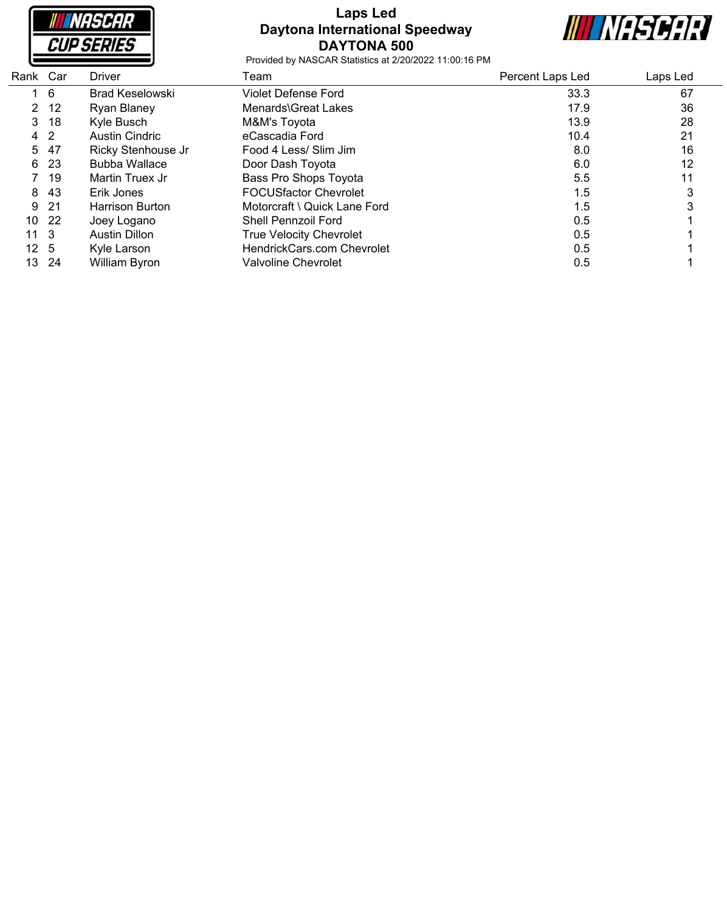# Laps Led
## Daytona International Speedway
## DAYTONA 500

Provided by NASCAR Statistics at 2/20/2022 11:00:16 PM

| Rank | Car | Driver | Team | Percent Laps Led | Laps Led |
|---|---|---|---|---|---|
| 1 | 6 | Brad Keselowski | Violet Defense Ford | 33.3 | 67 |
| 2 | 12 | Ryan Blaney | Menards\Great Lakes | 17.9 | 36 |
| 3 | 18 | Kyle Busch | M&M's Toyota | 13.9 | 28 |
| 4 | 2 | Austin Cindric | eCascadia Ford | 10.4 | 21 |
| 5 | 47 | Ricky Stenhouse Jr | Food 4 Less/ Slim Jim | 8.0 | 16 |
| 6 | 23 | Bubba Wallace | Door Dash Toyota | 6.0 | 12 |
| 7 | 19 | Martin Truex Jr | Bass Pro Shops Toyota | 5.5 | 11 |
| 8 | 43 | Erik Jones | FOCUSfactor Chevrolet | 1.5 | 3 |
| 9 | 21 | Harrison Burton | Motorcraft \ Quick Lane Ford | 1.5 | 3 |
| 10 | 22 | Joey Logano | Shell Pennzoil Ford | 0.5 | 1 |
| 11 | 3 | Austin Dillon | True Velocity Chevrolet | 0.5 | 1 |
| 12 | 5 | Kyle Larson | HendrickCars.com Chevrolet | 0.5 | 1 |
| 13 | 24 | William Byron | Valvoline Chevrolet | 0.5 | 1 |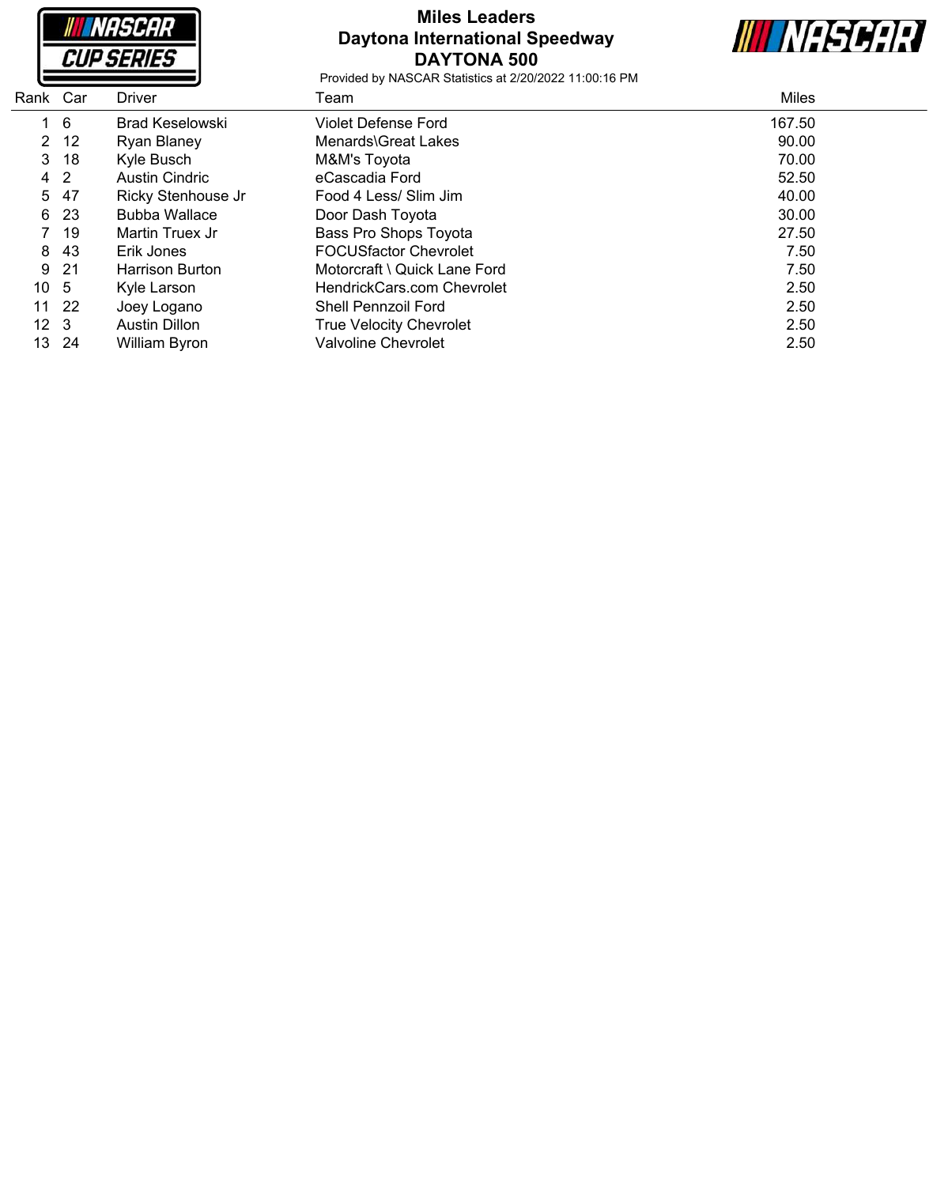# Miles Leaders
## Daytona International Speedway
## DAYTONA 500

Provided by NASCAR Statistics at 2/20/2022 11:00:16 PM

| Rank | Car | Driver | Team | Miles |
|---|---|---|---|---|
| 1 | 6 | Brad Keselowski | Violet Defense Ford | 167.50 |
| 2 | 12 | Ryan Blaney | Menards\Great Lakes | 90.00 |
| 3 | 18 | Kyle Busch | M&M's Toyota | 70.00 |
| 4 | 2 | Austin Cindric | eCascadia Ford | 52.50 |
| 5 | 47 | Ricky Stenhouse Jr | Food 4 Less/ Slim Jim | 40.00 |
| 6 | 23 | Bubba Wallace | Door Dash Toyota | 30.00 |
| 7 | 19 | Martin Truex Jr | Bass Pro Shops Toyota | 27.50 |
| 8 | 43 | Erik Jones | FOCUSfactor Chevrolet | 7.50 |
| 9 | 21 | Harrison Burton | Motorcraft \ Quick Lane Ford | 7.50 |
| 10 | 5 | Kyle Larson | HendrickCars.com Chevrolet | 2.50 |
| 11 | 22 | Joey Logano | Shell Pennzoil Ford | 2.50 |
| 12 | 3 | Austin Dillon | True Velocity Chevrolet | 2.50 |
| 13 | 24 | William Byron | Valvoline Chevrolet | 2.50 |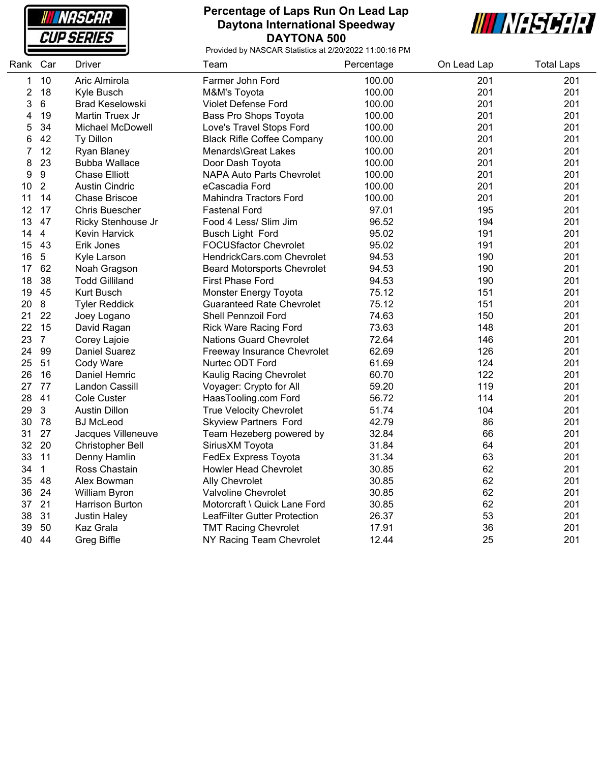# Percentage of Laps Run On Lead Lap
## Daytona International Speedway
## DAYTONA 500

Provided by NASCAR Statistics at 2/20/2022 11:00:16 PM

| Rank | Car | Driver | Team | Percentage | On Lead Lap | Total Laps |
|---|---|---|---|---|---|---|
| 1 | 10 | Aric Almirola | Farmer John Ford | 100.00 | 201 | 201 |
| 2 | 18 | Kyle Busch | M&M's Toyota | 100.00 | 201 | 201 |
| 3 | 6 | Brad Keselowski | Violet Defense Ford | 100.00 | 201 | 201 |
| 4 | 19 | Martin Truex Jr | Bass Pro Shops Toyota | 100.00 | 201 | 201 |
| 5 | 34 | Michael McDowell | Love's Travel Stops Ford | 100.00 | 201 | 201 |
| 6 | 42 | Ty Dillon | Black Rifle Coffee Company | 100.00 | 201 | 201 |
| 7 | 12 | Ryan Blaney | Menards\Great Lakes | 100.00 | 201 | 201 |
| 8 | 23 | Bubba Wallace | Door Dash Toyota | 100.00 | 201 | 201 |
| 9 | 9 | Chase Elliott | NAPA Auto Parts Chevrolet | 100.00 | 201 | 201 |
| 10 | 2 | Austin Cindric | eCascadia Ford | 100.00 | 201 | 201 |
| 11 | 14 | Chase Briscoe | Mahindra Tractors Ford | 100.00 | 201 | 201 |
| 12 | 17 | Chris Buescher | Fastenal Ford | 97.01 | 195 | 201 |
| 13 | 47 | Ricky Stenhouse Jr | Food 4 Less/ Slim Jim | 96.52 | 194 | 201 |
| 14 | 4 | Kevin Harvick | Busch Light Ford | 95.02 | 191 | 201 |
| 15 | 43 | Erik Jones | FOCUSfactor Chevrolet | 95.02 | 191 | 201 |
| 16 | 5 | Kyle Larson | HendrickCars.com Chevrolet | 94.53 | 190 | 201 |
| 17 | 62 | Noah Gragson | Beard Motorsports Chevrolet | 94.53 | 190 | 201 |
| 18 | 38 | Todd Gilliland | First Phase Ford | 94.53 | 190 | 201 |
| 19 | 45 | Kurt Busch | Monster Energy Toyota | 75.12 | 151 | 201 |
| 20 | 8 | Tyler Reddick | Guaranteed Rate Chevrolet | 75.12 | 151 | 201 |
| 21 | 22 | Joey Logano | Shell Pennzoil Ford | 74.63 | 150 | 201 |
| 22 | 15 | David Ragan | Rick Ware Racing Ford | 73.63 | 148 | 201 |
| 23 | 7 | Corey Lajoie | Nations Guard Chevrolet | 72.64 | 146 | 201 |
| 24 | 99 | Daniel Suarez | Freeway Insurance Chevrolet | 62.69 | 126 | 201 |
| 25 | 51 | Cody Ware | Nurtec ODT Ford | 61.69 | 124 | 201 |
| 26 | 16 | Daniel Hemric | Kaulig Racing Chevrolet | 60.70 | 122 | 201 |
| 27 | 77 | Landon Cassill | Voyager: Crypto for All | 59.20 | 119 | 201 |
| 28 | 41 | Cole Custer | HaasTooling.com Ford | 56.72 | 114 | 201 |
| 29 | 3 | Austin Dillon | True Velocity Chevrolet | 51.74 | 104 | 201 |
| 30 | 78 | BJ McLeod | Skyview Partners Ford | 42.79 | 86 | 201 |
| 31 | 27 | Jacques Villeneuve | Team Hezeberg powered by | 32.84 | 66 | 201 |
| 32 | 20 | Christopher Bell | SiriusXM Toyota | 31.84 | 64 | 201 |
| 33 | 11 | Denny Hamlin | FedEx Express Toyota | 31.34 | 63 | 201 |
| 34 | 1 | Ross Chastain | Howler Head Chevrolet | 30.85 | 62 | 201 |
| 35 | 48 | Alex Bowman | Ally Chevrolet | 30.85 | 62 | 201 |
| 36 | 24 | William Byron | Valvoline Chevrolet | 30.85 | 62 | 201 |
| 37 | 21 | Harrison Burton | Motorcraft \ Quick Lane Ford | 30.85 | 62 | 201 |
| 38 | 31 | Justin Haley | LeafFilter Gutter Protection | 26.37 | 53 | 201 |
| 39 | 50 | Kaz Grala | TMT Racing Chevrolet | 17.91 | 36 | 201 |
| 40 | 44 | Greg Biffle | NY Racing Team Chevrolet | 12.44 | 25 | 201 |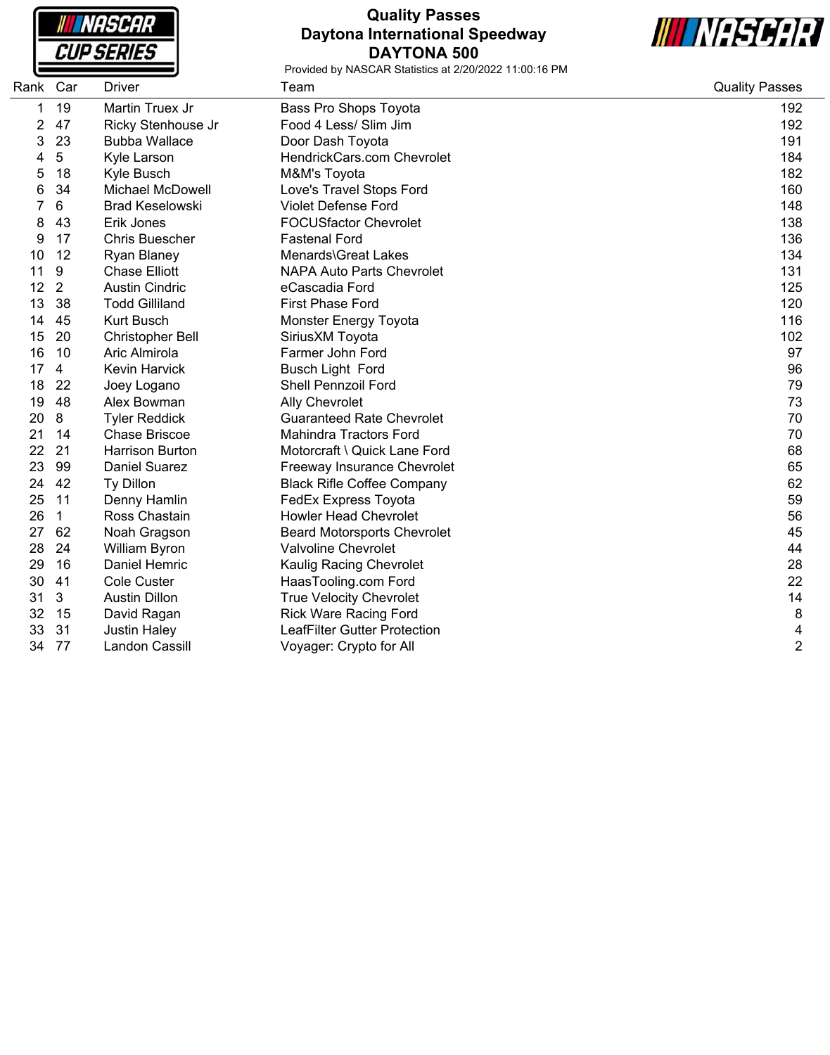# Quality Passes
## Daytona International Speedway
## DAYTONA 500

Provided by NASCAR Statistics at 2/20/2022 11:00:16 PM

| Rank | Car | Driver | Team | Quality Passes |
|---|---|---|---|---|
| 1 | 19 | Martin Truex Jr | Bass Pro Shops Toyota | 192 |
| 2 | 47 | Ricky Stenhouse Jr | Food 4 Less/ Slim Jim | 192 |
| 3 | 23 | Bubba Wallace | Door Dash Toyota | 191 |
| 4 | 5 | Kyle Larson | HendrickCars.com Chevrolet | 184 |
| 5 | 18 | Kyle Busch | M&M's Toyota | 182 |
| 6 | 34 | Michael McDowell | Love's Travel Stops Ford | 160 |
| 7 | 6 | Brad Keselowski | Violet Defense Ford | 148 |
| 8 | 43 | Erik Jones | FOCUSfactor Chevrolet | 138 |
| 9 | 17 | Chris Buescher | Fastenal Ford | 136 |
| 10 | 12 | Ryan Blaney | Menards\Great Lakes | 134 |
| 11 | 9 | Chase Elliott | NAPA Auto Parts Chevrolet | 131 |
| 12 | 2 | Austin Cindric | eCascadia Ford | 125 |
| 13 | 38 | Todd Gilliland | First Phase Ford | 120 |
| 14 | 45 | Kurt Busch | Monster Energy Toyota | 116 |
| 15 | 20 | Christopher Bell | SiriusXM Toyota | 102 |
| 16 | 10 | Aric Almirola | Farmer John Ford | 97 |
| 17 | 4 | Kevin Harvick | Busch Light Ford | 96 |
| 18 | 22 | Joey Logano | Shell Pennzoil Ford | 79 |
| 19 | 48 | Alex Bowman | Ally Chevrolet | 73 |
| 20 | 8 | Tyler Reddick | Guaranteed Rate Chevrolet | 70 |
| 21 | 14 | Chase Briscoe | Mahindra Tractors Ford | 70 |
| 22 | 21 | Harrison Burton | Motorcraft \ Quick Lane Ford | 68 |
| 23 | 99 | Daniel Suarez | Freeway Insurance Chevrolet | 65 |
| 24 | 42 | Ty Dillon | Black Rifle Coffee Company | 62 |
| 25 | 11 | Denny Hamlin | FedEx Express Toyota | 59 |
| 26 | 1 | Ross Chastain | Howler Head Chevrolet | 56 |
| 27 | 62 | Noah Gragson | Beard Motorsports Chevrolet | 45 |
| 28 | 24 | William Byron | Valvoline Chevrolet | 44 |
| 29 | 16 | Daniel Hemric | Kaulig Racing Chevrolet | 28 |
| 30 | 41 | Cole Custer | HaasTooling.com Ford | 22 |
| 31 | 3 | Austin Dillon | True Velocity Chevrolet | 14 |
| 32 | 15 | David Ragan | Rick Ware Racing Ford | 8 |
| 33 | 31 | Justin Haley | LeafFilter Gutter Protection | 4 |
| 34 | 77 | Landon Cassill | Voyager: Crypto for All | 2 |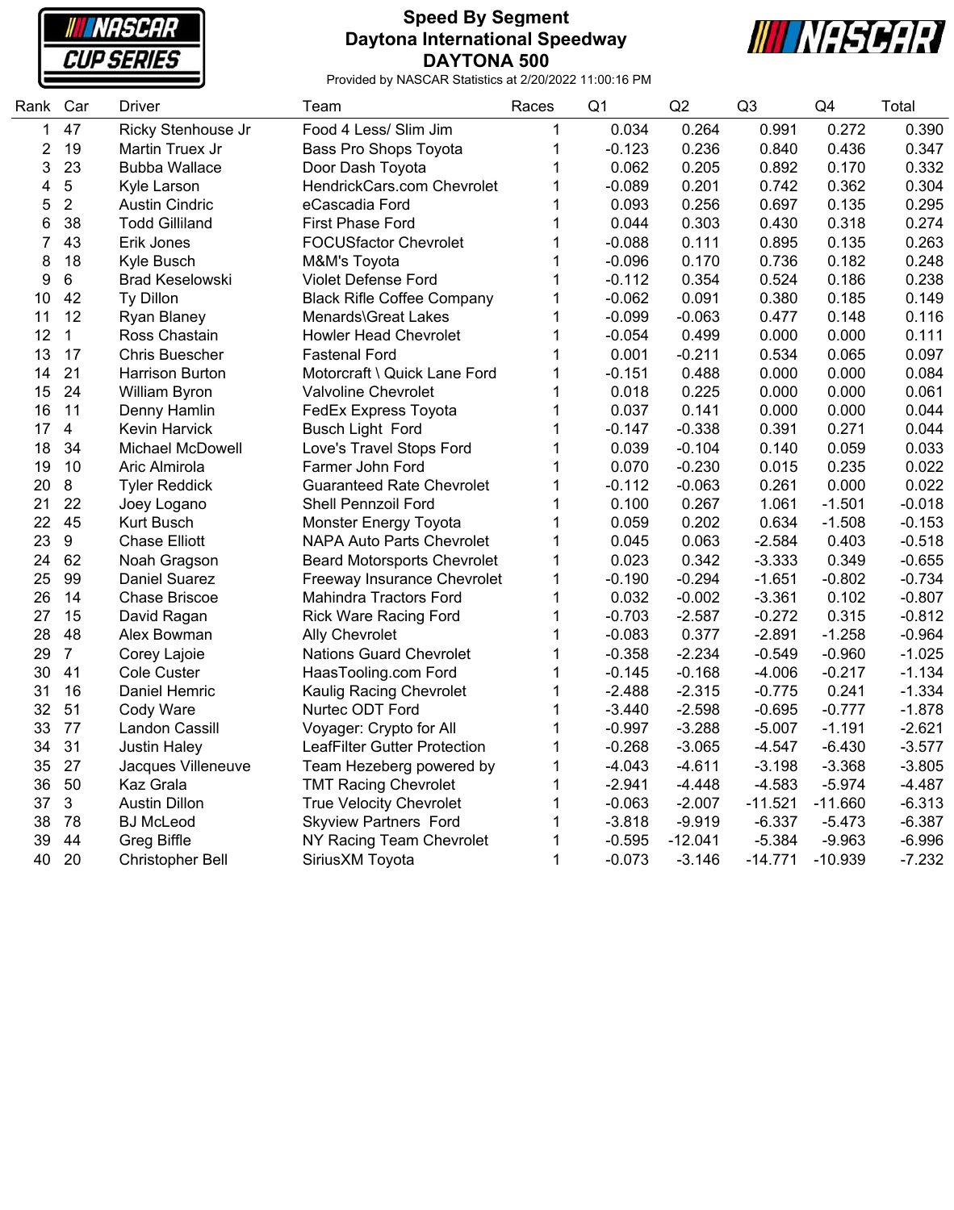# Speed By Segment
## Daytona International Speedway
## DAYTONA 500

Provided by NASCAR Statistics at 2/20/2022 11:00:16 PM

| Rank | Car | Driver | Team | Races | Q1 | Q2 | Q3 | Q4 | Total |
|---|---|---|---|---|---|---|---|---|---|
| 1 | 47 | Ricky Stenhouse Jr | Food 4 Less/ Slim Jim | 1 | 0.034 | 0.264 | 0.991 | 0.272 | 0.390 |
| 2 | 19 | Martin Truex Jr | Bass Pro Shops Toyota | 1 | -0.123 | 0.236 | 0.840 | 0.436 | 0.347 |
| 3 | 23 | Bubba Wallace | Door Dash Toyota | 1 | 0.062 | 0.205 | 0.892 | 0.170 | 0.332 |
| 4 | 5 | Kyle Larson | HendrickCars.com Chevrolet | 1 | -0.089 | 0.201 | 0.742 | 0.362 | 0.304 |
| 5 | 2 | Austin Cindric | eCascadia Ford | 1 | 0.093 | 0.256 | 0.697 | 0.135 | 0.295 |
| 6 | 38 | Todd Gilliland | First Phase Ford | 1 | 0.044 | 0.303 | 0.430 | 0.318 | 0.274 |
| 7 | 43 | Erik Jones | FOCUSfactor Chevrolet | 1 | -0.088 | 0.111 | 0.895 | 0.135 | 0.263 |
| 8 | 18 | Kyle Busch | M&M's Toyota | 1 | -0.096 | 0.170 | 0.736 | 0.182 | 0.248 |
| 9 | 6 | Brad Keselowski | Violet Defense Ford | 1 | -0.112 | 0.354 | 0.524 | 0.186 | 0.238 |
| 10 | 42 | Ty Dillon | Black Rifle Coffee Company | 1 | -0.062 | 0.091 | 0.380 | 0.185 | 0.149 |
| 11 | 12 | Ryan Blaney | Menards\Great Lakes | 1 | -0.099 | -0.063 | 0.477 | 0.148 | 0.116 |
| 12 | 1 | Ross Chastain | Howler Head Chevrolet | 1 | -0.054 | 0.499 | 0.000 | 0.000 | 0.111 |
| 13 | 17 | Chris Buescher | Fastenal Ford | 1 | 0.001 | -0.211 | 0.534 | 0.065 | 0.097 |
| 14 | 21 | Harrison Burton | Motorcraft \ Quick Lane Ford | 1 | -0.151 | 0.488 | 0.000 | 0.000 | 0.084 |
| 15 | 24 | William Byron | Valvoline Chevrolet | 1 | 0.018 | 0.225 | 0.000 | 0.000 | 0.061 |
| 16 | 11 | Denny Hamlin | FedEx Express Toyota | 1 | 0.037 | 0.141 | 0.000 | 0.000 | 0.044 |
| 17 | 4 | Kevin Harvick | Busch Light Ford | 1 | -0.147 | -0.338 | 0.391 | 0.271 | 0.044 |
| 18 | 34 | Michael McDowell | Love's Travel Stops Ford | 1 | 0.039 | -0.104 | 0.140 | 0.059 | 0.033 |
| 19 | 10 | Aric Almirola | Farmer John Ford | 1 | 0.070 | -0.230 | 0.015 | 0.235 | 0.022 |
| 20 | 8 | Tyler Reddick | Guaranteed Rate Chevrolet | 1 | -0.112 | -0.063 | 0.261 | 0.000 | 0.022 |
| 21 | 22 | Joey Logano | Shell Pennzoil Ford | 1 | 0.100 | 0.267 | 1.061 | -1.501 | -0.018 |
| 22 | 45 | Kurt Busch | Monster Energy Toyota | 1 | 0.059 | 0.202 | 0.634 | -1.508 | -0.153 |
| 23 | 9 | Chase Elliott | NAPA Auto Parts Chevrolet | 1 | 0.045 | 0.063 | -2.584 | 0.403 | -0.518 |
| 24 | 62 | Noah Gragson | Beard Motorsports Chevrolet | 1 | 0.023 | 0.342 | -3.333 | 0.349 | -0.655 |
| 25 | 99 | Daniel Suarez | Freeway Insurance Chevrolet | 1 | -0.190 | -0.294 | -1.651 | -0.802 | -0.734 |
| 26 | 14 | Chase Briscoe | Mahindra Tractors Ford | 1 | 0.032 | -0.002 | -3.361 | 0.102 | -0.807 |
| 27 | 15 | David Ragan | Rick Ware Racing Ford | 1 | -0.703 | -2.587 | -0.272 | 0.315 | -0.812 |
| 28 | 48 | Alex Bowman | Ally Chevrolet | 1 | -0.083 | 0.377 | -2.891 | -1.258 | -0.964 |
| 29 | 7 | Corey Lajoie | Nations Guard Chevrolet | 1 | -0.358 | -2.234 | -0.549 | -0.960 | -1.025 |
| 30 | 41 | Cole Custer | HaasTooling.com Ford | 1 | -0.145 | -0.168 | -4.006 | -0.217 | -1.134 |
| 31 | 16 | Daniel Hemric | Kaulig Racing Chevrolet | 1 | -2.488 | -2.315 | -0.775 | 0.241 | -1.334 |
| 32 | 51 | Cody Ware | Nurtec ODT Ford | 1 | -3.440 | -2.598 | -0.695 | -0.777 | -1.878 |
| 33 | 77 | Landon Cassill | Voyager: Crypto for All | 1 | -0.997 | -3.288 | -5.007 | -1.191 | -2.621 |
| 34 | 31 | Justin Haley | LeafFilter Gutter Protection | 1 | -0.268 | -3.065 | -4.547 | -6.430 | -3.577 |
| 35 | 27 | Jacques Villeneuve | Team Hezeberg powered by | 1 | -4.043 | -4.611 | -3.198 | -3.368 | -3.805 |
| 36 | 50 | Kaz Grala | TMT Racing Chevrolet | 1 | -2.941 | -4.448 | -4.583 | -5.974 | -4.487 |
| 37 | 3 | Austin Dillon | True Velocity Chevrolet | 1 | -0.063 | -2.007 | -11.521 | -11.660 | -6.313 |
| 38 | 78 | BJ McLeod | Skyview Partners Ford | 1 | -3.818 | -9.919 | -6.337 | -5.473 | -6.387 |
| 39 | 44 | Greg Biffle | NY Racing Team Chevrolet | 1 | -0.595 | -12.041 | -5.384 | -9.963 | -6.996 |
| 40 | 20 | Christopher Bell | SiriusXM Toyota | 1 | -0.073 | -3.146 | -14.771 | -10.939 | -7.232 |